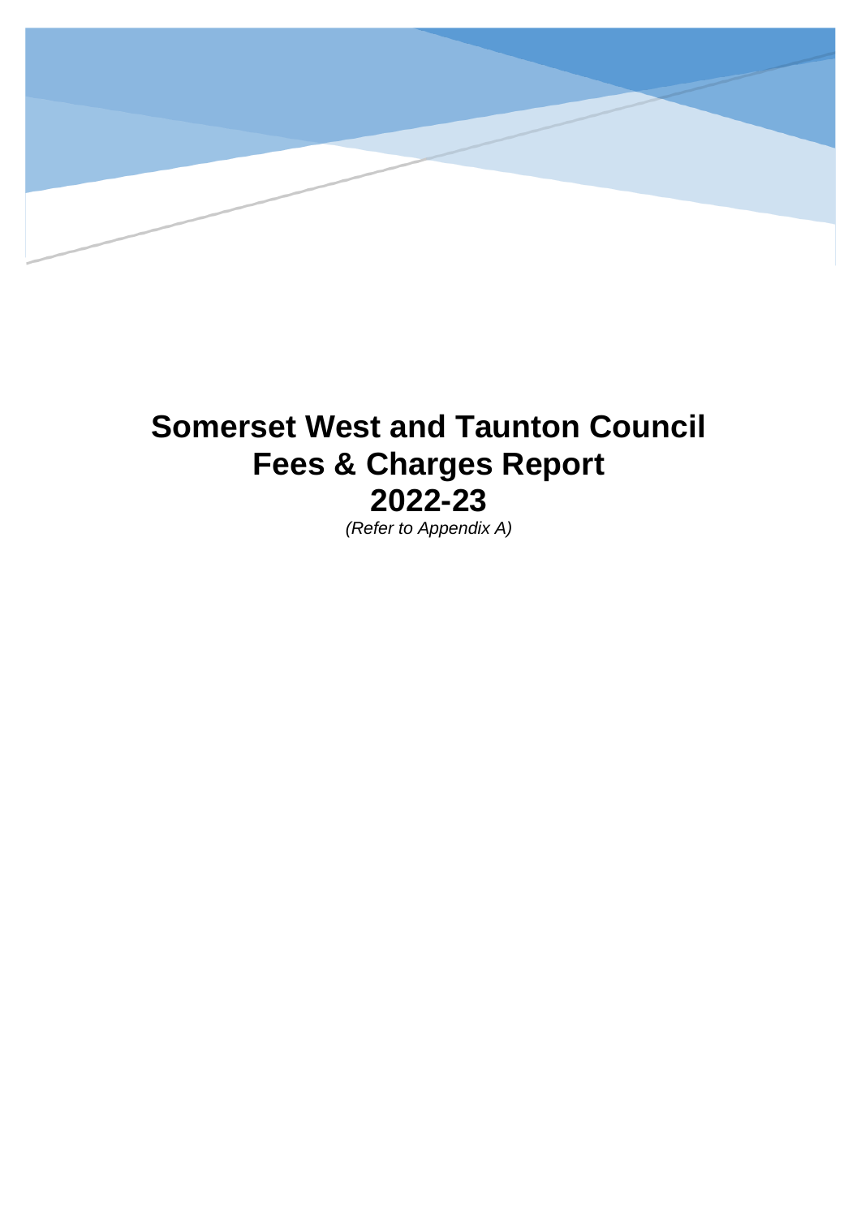# Somerset West and Taunton Council
# Fees & Charges Report
# 2022-23

*(Refer to Appendix A)*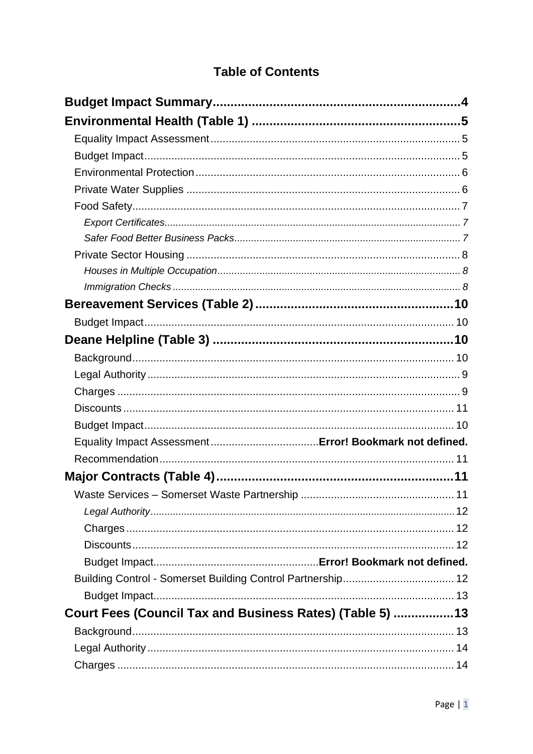# Table of Contents

**Budget Impact Summary....................................................................4**

**Environmental Health (Table 1) ..........................................................5**

Equality Impact Assessment..................................................................................5

Budget Impact.........................................................................................................5

Environmental Protection........................................................................................6

Private Water Supplies ...........................................................................................6

Food Safety.............................................................................................................7

*Export Certificates..........................................................................................................7*

*Safer Food Better Business Packs.................................................................................7*

Private Sector Housing ............................................................................................8

*Houses in Multiple Occupation.......................................................................................8*

*Immigration Checks .......................................................................................................8*

**Bereavement Services (Table 2).......................................................10**

Budget Impact.......................................................................................................10

**Deane Helpline (Table 3) ...................................................................10**

Background...........................................................................................................10

Legal Authority.........................................................................................................9

Charges ..................................................................................................................9

Discounts..............................................................................................................11

Budget Impact.......................................................................................................10

Equality Impact Assessment...................................**Error! Bookmark not defined.**

Recommendation..................................................................................................11

**Major Contracts (Table 4)..................................................................11**

Waste Services – Somerset Waste Partnership ...................................................11

*Legal Authority..............................................................................................................12*

Charges .............................................................................................................12

Discounts............................................................................................................12

Budget Impact.....................................................**Error! Bookmark not defined.**

Building Control - Somerset Building Control Partnership.....................................12

Budget Impact....................................................................................................13

**Court Fees (Council Tax and Business Rates) (Table 5) .................13**

Background...........................................................................................................13

Legal Authority......................................................................................................14

Charges ................................................................................................................14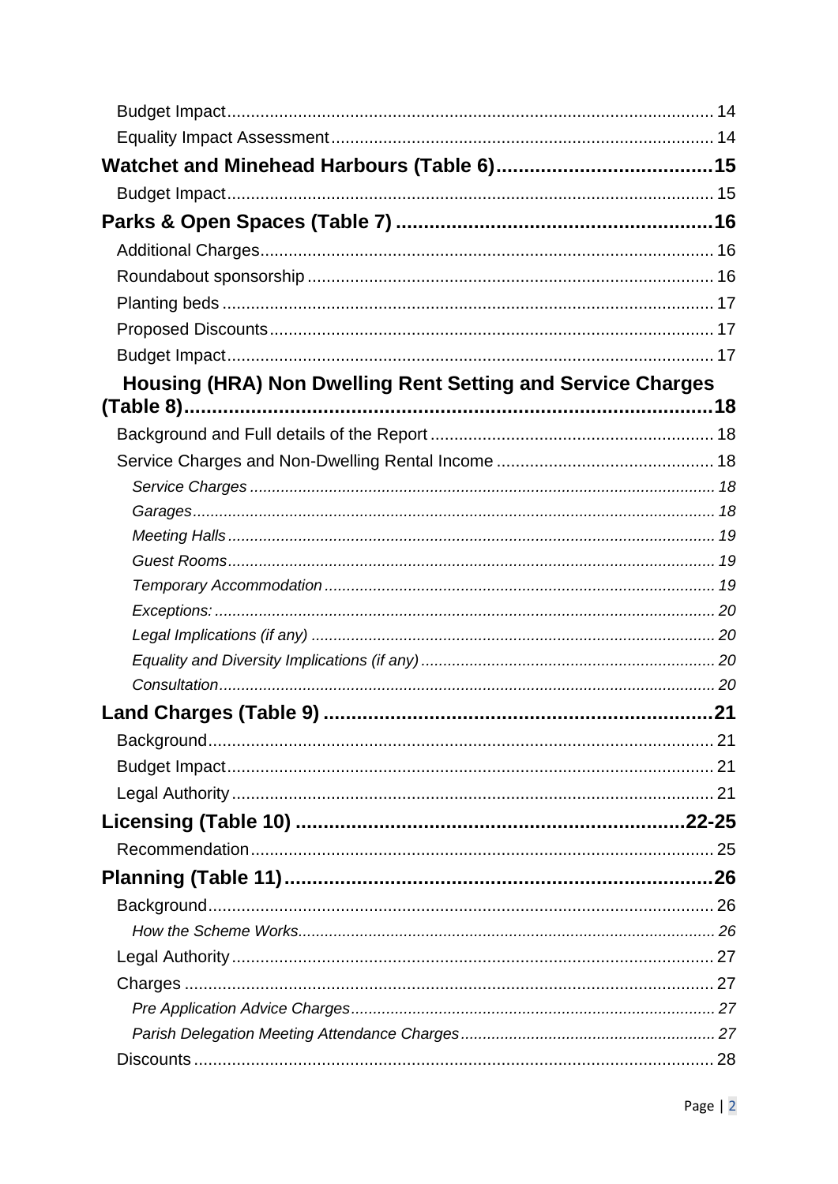Budget Impact ........................................................................................................ 14

Equality Impact Assessment ................................................................................. 14

**Watchet and Minehead Harbours (Table 6) ........................................ 15**

Budget Impact ........................................................................................................ 15

**Parks & Open Spaces (Table 7) .......................................................... 16**

Additional Charges ................................................................................................. 16

Roundabout sponsorship ...................................................................................... 16

Planting beds ......................................................................................................... 17

Proposed Discounts ............................................................................................... 17

Budget Impact ........................................................................................................ 17

**Housing (HRA) Non Dwelling Rent Setting and Service Charges (Table 8) ........................................................................................................ 18**

Background and Full details of the Report ............................................................ 18

Service Charges and Non-Dwelling Rental Income .............................................. 18

*Service Charges ........................................................................................................ 18*

*Garages ..................................................................................................................... 18*

*Meeting Halls ............................................................................................................. 19*

*Guest Rooms ............................................................................................................. 19*

*Temporary Accommodation ....................................................................................... 19*

*Exceptions: ................................................................................................................ 20*

*Legal Implications (if any) .......................................................................................... 20*

*Equality and Diversity Implications (if any) ................................................................. 20*

*Consultation ............................................................................................................... 20*

**Land Charges (Table 9) ....................................................................... 21**

Background ............................................................................................................ 21

Budget Impact ........................................................................................................ 21

Legal Authority ....................................................................................................... 21

**Licensing (Table 10) ....................................................................... 22-25**

Recommendation ................................................................................................... 25

**Planning (Table 11) ............................................................................. 26**

Background ............................................................................................................ 26

*How the Scheme Works ............................................................................................. 26*

Legal Authority ....................................................................................................... 27

Charges ................................................................................................................. 27

*Pre Application Advice Charges ................................................................................. 27*

*Parish Delegation Meeting Attendance Charges ......................................................... 27*

Discounts ............................................................................................................... 28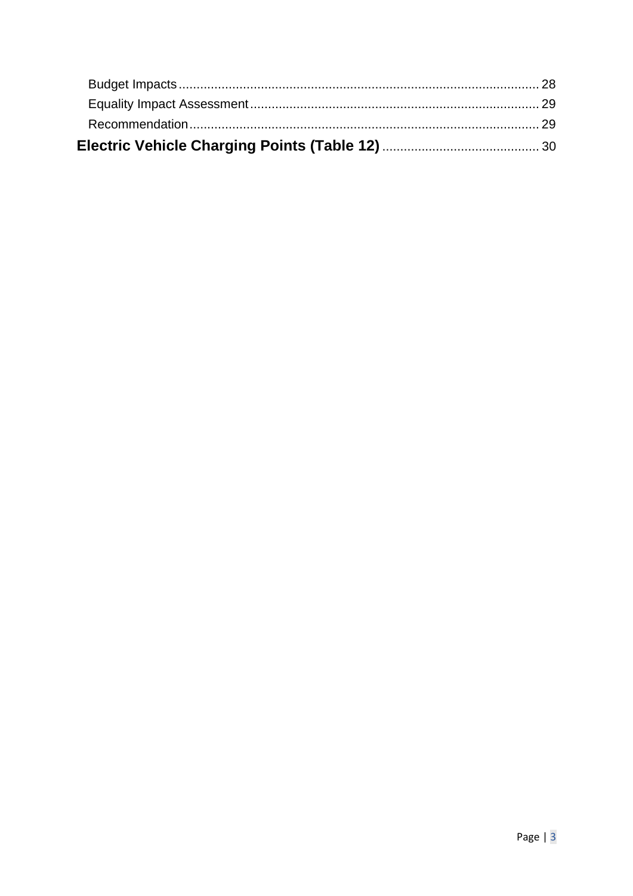Budget Impacts ........................................................................................................ 28
Equality Impact Assessment ..................................................................................... 29
Recommendation ....................................................................................................... 29

**Electric Vehicle Charging Points (Table 12)** ........................................... 30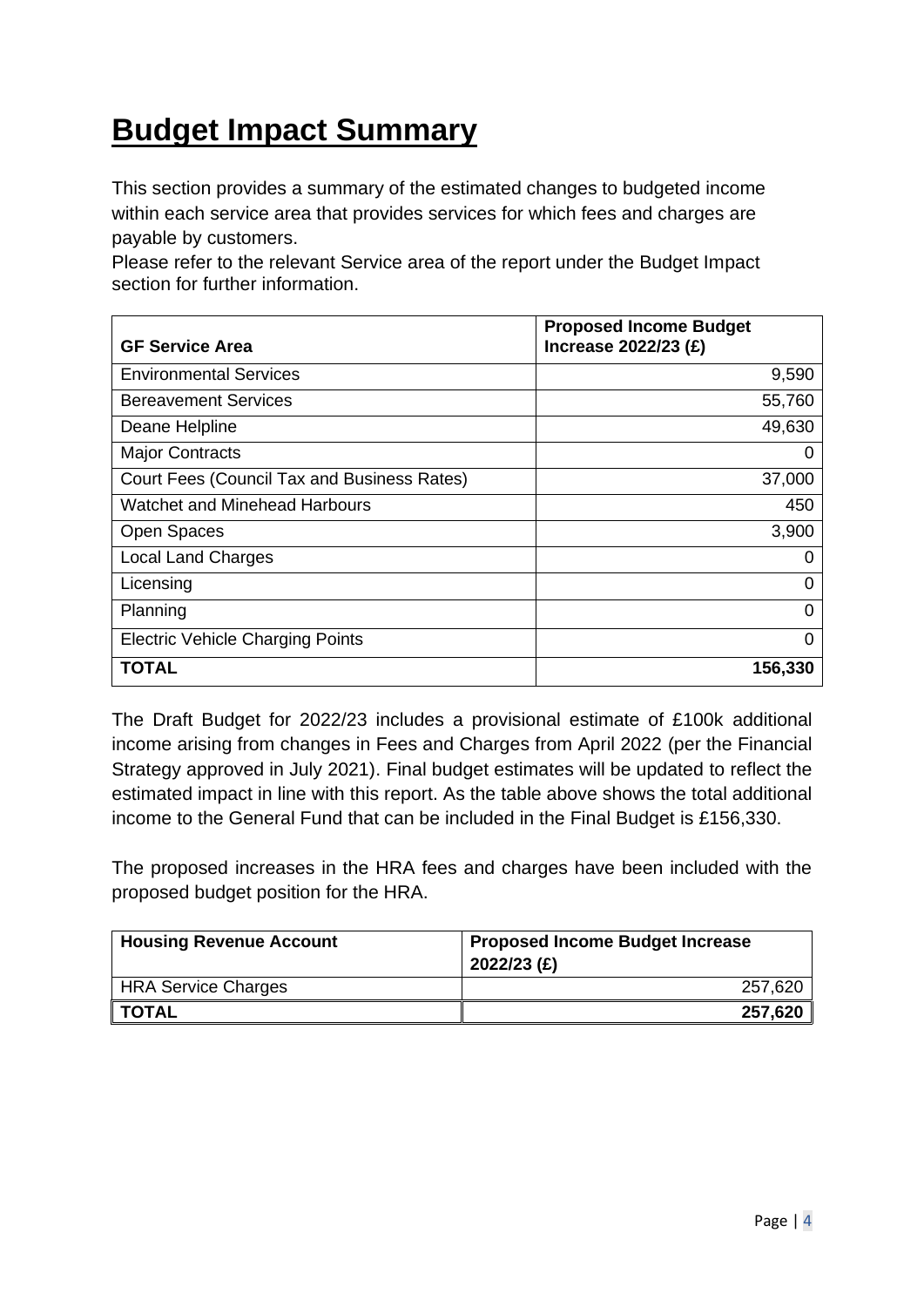# Budget Impact Summary

This section provides a summary of the estimated changes to budgeted income within each service area that provides services for which fees and charges are payable by customers.

Please refer to the relevant Service area of the report under the Budget Impact section for further information.

| GF Service Area | Proposed Income Budget Increase 2022/23 (£) |
|---|---|
| Environmental Services | 9,590 |
| Bereavement Services | 55,760 |
| Deane Helpline | 49,630 |
| Major Contracts | 0 |
| Court Fees (Council Tax and Business Rates) | 37,000 |
| Watchet and Minehead Harbours | 450 |
| Open Spaces | 3,900 |
| Local Land Charges | 0 |
| Licensing | 0 |
| Planning | 0 |
| Electric Vehicle Charging Points | 0 |
| **TOTAL** | **156,330** |

The Draft Budget for 2022/23 includes a provisional estimate of £100k additional income arising from changes in Fees and Charges from April 2022 (per the Financial Strategy approved in July 2021). Final budget estimates will be updated to reflect the estimated impact in line with this report. As the table above shows the total additional income to the General Fund that can be included in the Final Budget is £156,330.

The proposed increases in the HRA fees and charges have been included with the proposed budget position for the HRA.

| Housing Revenue Account | Proposed Income Budget Increase 2022/23 (£) |
|---|---|
| HRA Service Charges | 257,620 |
| **TOTAL** | **257,620** |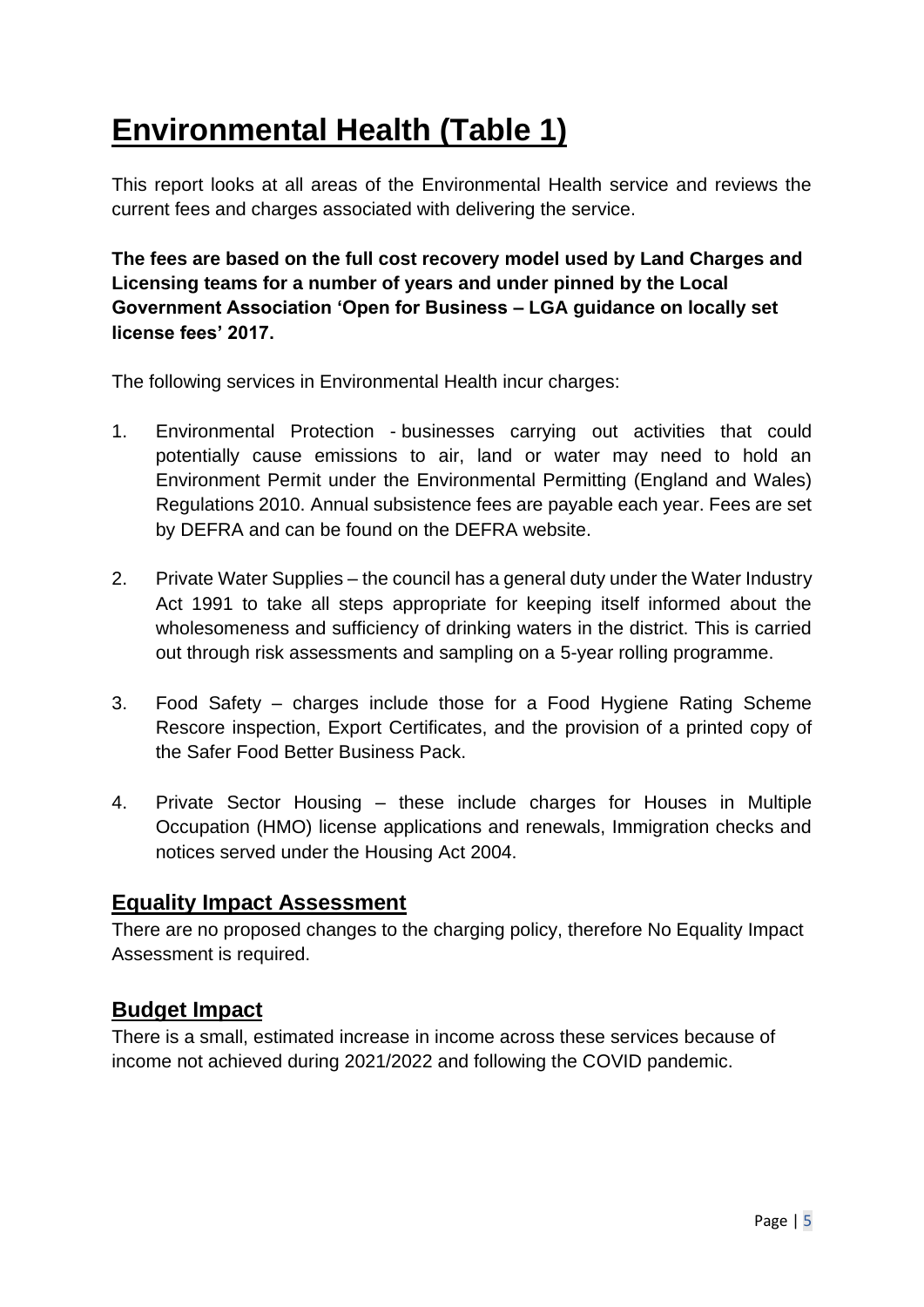# Environmental Health (Table 1)

This report looks at all areas of the Environmental Health service and reviews the current fees and charges associated with delivering the service.

**The fees are based on the full cost recovery model used by Land Charges and Licensing teams for a number of years and under pinned by the Local Government Association 'Open for Business – LGA guidance on locally set license fees' 2017.**

The following services in Environmental Health incur charges:

1. Environmental Protection - businesses carrying out activities that could potentially cause emissions to air, land or water may need to hold an Environment Permit under the Environmental Permitting (England and Wales) Regulations 2010. Annual subsistence fees are payable each year. Fees are set by DEFRA and can be found on the DEFRA website.

2. Private Water Supplies – the council has a general duty under the Water Industry Act 1991 to take all steps appropriate for keeping itself informed about the wholesomeness and sufficiency of drinking waters in the district. This is carried out through risk assessments and sampling on a 5-year rolling programme.

3. Food Safety – charges include those for a Food Hygiene Rating Scheme Rescore inspection, Export Certificates, and the provision of a printed copy of the Safer Food Better Business Pack.

4. Private Sector Housing – these include charges for Houses in Multiple Occupation (HMO) license applications and renewals, Immigration checks and notices served under the Housing Act 2004.

## Equality Impact Assessment

There are no proposed changes to the charging policy, therefore No Equality Impact Assessment is required.

## Budget Impact

There is a small, estimated increase in income across these services because of income not achieved during 2021/2022 and following the COVID pandemic.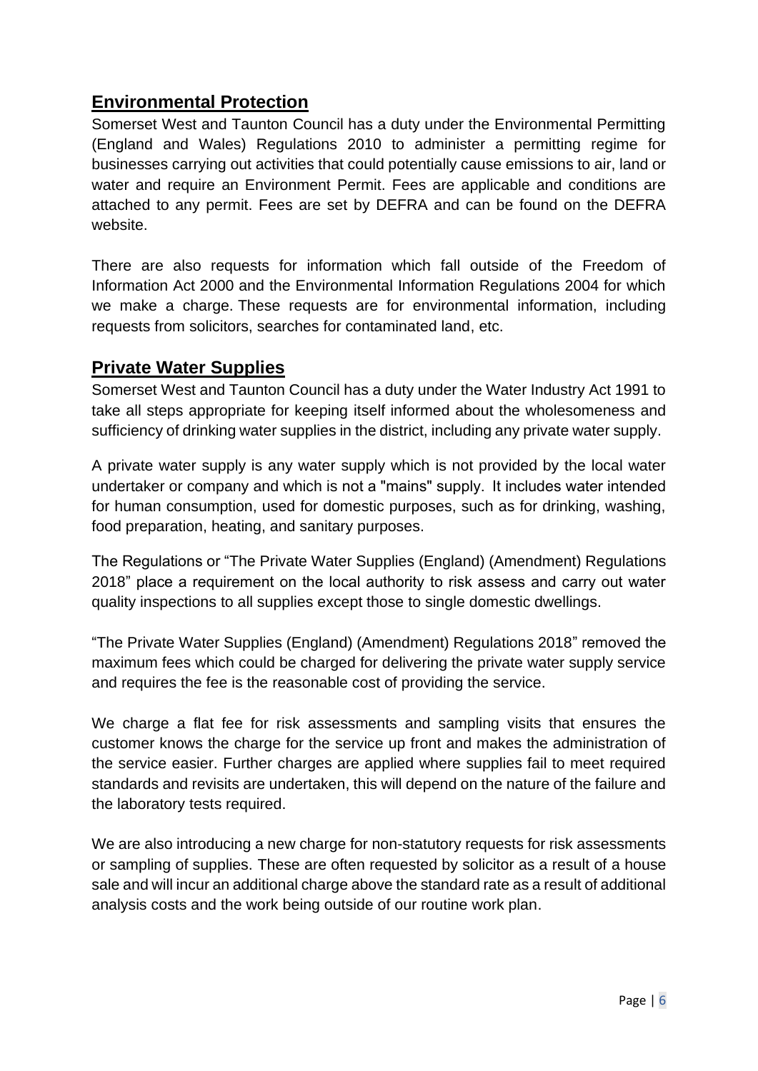## Environmental Protection

Somerset West and Taunton Council has a duty under the Environmental Permitting (England and Wales) Regulations 2010 to administer a permitting regime for businesses carrying out activities that could potentially cause emissions to air, land or water and require an Environment Permit. Fees are applicable and conditions are attached to any permit. Fees are set by DEFRA and can be found on the DEFRA website.

There are also requests for information which fall outside of the Freedom of Information Act 2000 and the Environmental Information Regulations 2004 for which we make a charge. These requests are for environmental information, including requests from solicitors, searches for contaminated land, etc.

## Private Water Supplies

Somerset West and Taunton Council has a duty under the Water Industry Act 1991 to take all steps appropriate for keeping itself informed about the wholesomeness and sufficiency of drinking water supplies in the district, including any private water supply.

A private water supply is any water supply which is not provided by the local water undertaker or company and which is not a "mains" supply. It includes water intended for human consumption, used for domestic purposes, such as for drinking, washing, food preparation, heating, and sanitary purposes.

The Regulations or "The Private Water Supplies (England) (Amendment) Regulations 2018" place a requirement on the local authority to risk assess and carry out water quality inspections to all supplies except those to single domestic dwellings.

"The Private Water Supplies (England) (Amendment) Regulations 2018" removed the maximum fees which could be charged for delivering the private water supply service and requires the fee is the reasonable cost of providing the service.

We charge a flat fee for risk assessments and sampling visits that ensures the customer knows the charge for the service up front and makes the administration of the service easier. Further charges are applied where supplies fail to meet required standards and revisits are undertaken, this will depend on the nature of the failure and the laboratory tests required.

We are also introducing a new charge for non-statutory requests for risk assessments or sampling of supplies. These are often requested by solicitor as a result of a house sale and will incur an additional charge above the standard rate as a result of additional analysis costs and the work being outside of our routine work plan.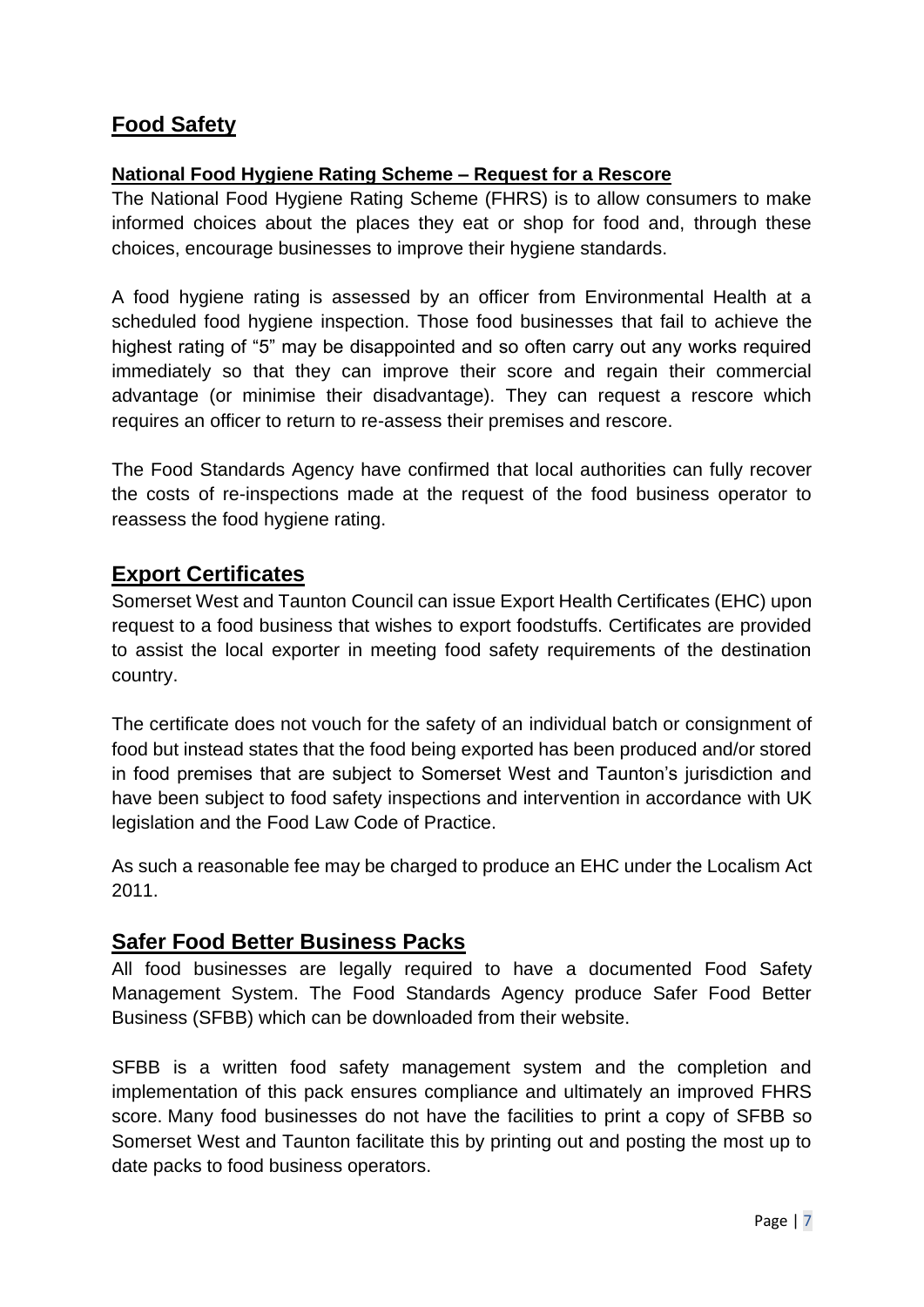## Food Safety

### National Food Hygiene Rating Scheme – Request for a Rescore

The National Food Hygiene Rating Scheme (FHRS) is to allow consumers to make informed choices about the places they eat or shop for food and, through these choices, encourage businesses to improve their hygiene standards.

A food hygiene rating is assessed by an officer from Environmental Health at a scheduled food hygiene inspection. Those food businesses that fail to achieve the highest rating of "5" may be disappointed and so often carry out any works required immediately so that they can improve their score and regain their commercial advantage (or minimise their disadvantage). They can request a rescore which requires an officer to return to re-assess their premises and rescore.

The Food Standards Agency have confirmed that local authorities can fully recover the costs of re-inspections made at the request of the food business operator to reassess the food hygiene rating.

## Export Certificates

Somerset West and Taunton Council can issue Export Health Certificates (EHC) upon request to a food business that wishes to export foodstuffs. Certificates are provided to assist the local exporter in meeting food safety requirements of the destination country.

The certificate does not vouch for the safety of an individual batch or consignment of food but instead states that the food being exported has been produced and/or stored in food premises that are subject to Somerset West and Taunton's jurisdiction and have been subject to food safety inspections and intervention in accordance with UK legislation and the Food Law Code of Practice.

As such a reasonable fee may be charged to produce an EHC under the Localism Act 2011.

## Safer Food Better Business Packs

All food businesses are legally required to have a documented Food Safety Management System. The Food Standards Agency produce Safer Food Better Business (SFBB) which can be downloaded from their website.

SFBB is a written food safety management system and the completion and implementation of this pack ensures compliance and ultimately an improved FHRS score. Many food businesses do not have the facilities to print a copy of SFBB so Somerset West and Taunton facilitate this by printing out and posting the most up to date packs to food business operators.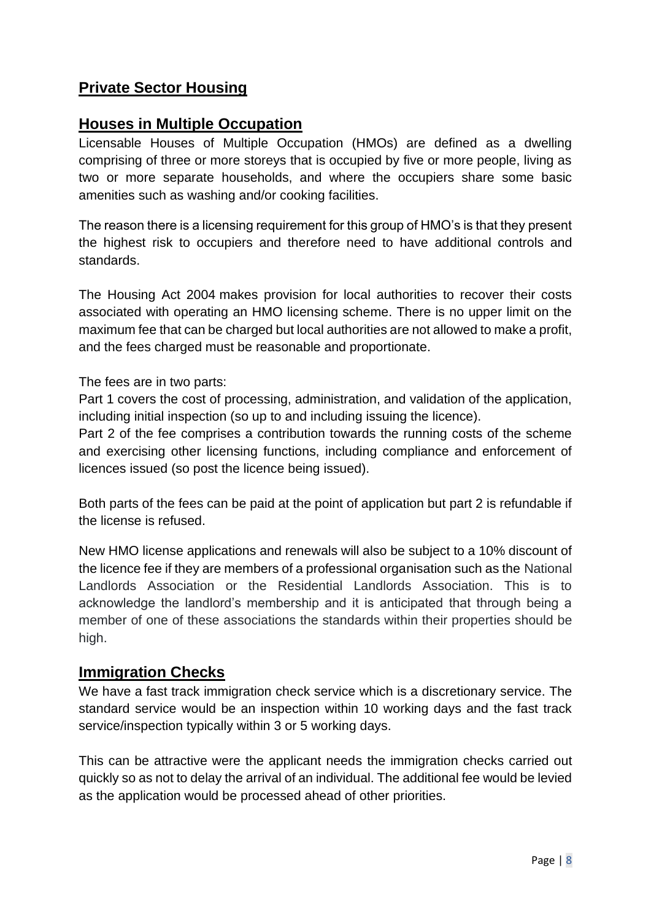## Private Sector Housing

## Houses in Multiple Occupation

Licensable Houses of Multiple Occupation (HMOs) are defined as a dwelling comprising of three or more storeys that is occupied by five or more people, living as two or more separate households, and where the occupiers share some basic amenities such as washing and/or cooking facilities.

The reason there is a licensing requirement for this group of HMO's is that they present the highest risk to occupiers and therefore need to have additional controls and standards.

The Housing Act 2004 makes provision for local authorities to recover their costs associated with operating an HMO licensing scheme. There is no upper limit on the maximum fee that can be charged but local authorities are not allowed to make a profit, and the fees charged must be reasonable and proportionate.

The fees are in two parts:
Part 1 covers the cost of processing, administration, and validation of the application, including initial inspection (so up to and including issuing the licence).
Part 2 of the fee comprises a contribution towards the running costs of the scheme and exercising other licensing functions, including compliance and enforcement of licences issued (so post the licence being issued).

Both parts of the fees can be paid at the point of application but part 2 is refundable if the license is refused.

New HMO license applications and renewals will also be subject to a 10% discount of the licence fee if they are members of a professional organisation such as the National Landlords Association or the Residential Landlords Association. This is to acknowledge the landlord's membership and it is anticipated that through being a member of one of these associations the standards within their properties should be high.

## Immigration Checks

We have a fast track immigration check service which is a discretionary service. The standard service would be an inspection within 10 working days and the fast track service/inspection typically within 3 or 5 working days.

This can be attractive were the applicant needs the immigration checks carried out quickly so as not to delay the arrival of an individual. The additional fee would be levied as the application would be processed ahead of other priorities.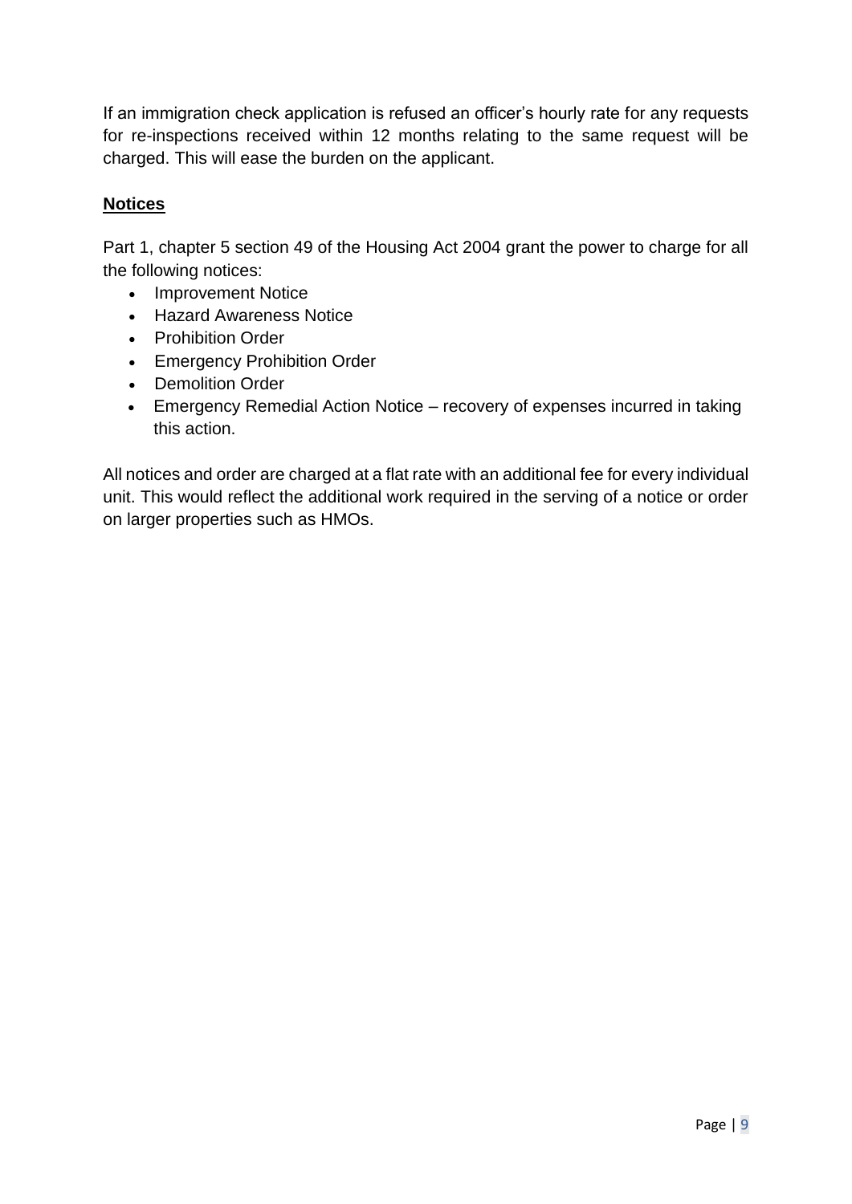If an immigration check application is refused an officer's hourly rate for any requests for re-inspections received within 12 months relating to the same request will be charged. This will ease the burden on the applicant.

**Notices**

Part 1, chapter 5 section 49 of the Housing Act 2004 grant the power to charge for all the following notices:

- Improvement Notice
- Hazard Awareness Notice
- Prohibition Order
- Emergency Prohibition Order
- Demolition Order
- Emergency Remedial Action Notice – recovery of expenses incurred in taking this action.

All notices and order are charged at a flat rate with an additional fee for every individual unit. This would reflect the additional work required in the serving of a notice or order on larger properties such as HMOs.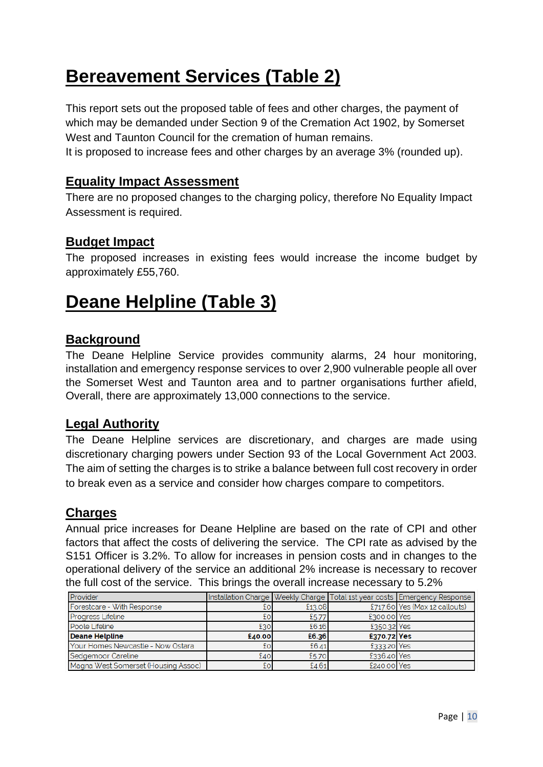# Bereavement Services (Table 2)

This report sets out the proposed table of fees and other charges, the payment of which may be demanded under Section 9 of the Cremation Act 1902, by Somerset West and Taunton Council for the cremation of human remains.
It is proposed to increase fees and other charges by an average 3% (rounded up).

## Equality Impact Assessment

There are no proposed changes to the charging policy, therefore No Equality Impact Assessment is required.

## Budget Impact

The proposed increases in existing fees would increase the income budget by approximately £55,760.

# Deane Helpline (Table 3)

## Background

The Deane Helpline Service provides community alarms, 24 hour monitoring, installation and emergency response services to over 2,900 vulnerable people all over the Somerset West and Taunton area and to partner organisations further afield, Overall, there are approximately 13,000 connections to the service.

## Legal Authority

The Deane Helpline services are discretionary, and charges are made using discretionary charging powers under Section 93 of the Local Government Act 2003. The aim of setting the charges is to strike a balance between full cost recovery in order to break even as a service and consider how charges compare to competitors.

## Charges

Annual price increases for Deane Helpline are based on the rate of CPI and other factors that affect the costs of delivering the service. The CPI rate as advised by the S151 Officer is 3.2%. To allow for increases in pension costs and in changes to the operational delivery of the service an additional 2% increase is necessary to recover the full cost of the service. This brings the overall increase necessary to 5.2%

| Provider | Installation Charge | Weekly Charge | Total 1st year costs | Emergency Response |
|---|---|---|---|---|
| Forestcare - With Response | £0 | £13.08 | £717.60 | Yes (Max 12 callouts) |
| Progress Lifeline | £0 | £5.77 | £300.00 | Yes |
| Poole Lifeline | £30 | £6.16 | £350.32 | Yes |
| **Deane Helpline** | **£40.00** | **£6.36** | **£370.72** | **Yes** |
| Your Homes Newcastle - Now Ostara | £0 | £6.41 | £333.20 | Yes |
| Sedgemoor Careline | £40 | £5.70 | £336.40 | Yes |
| Magna West Somerset (Housing Assoc) | £0 | £4.61 | £240.00 | Yes |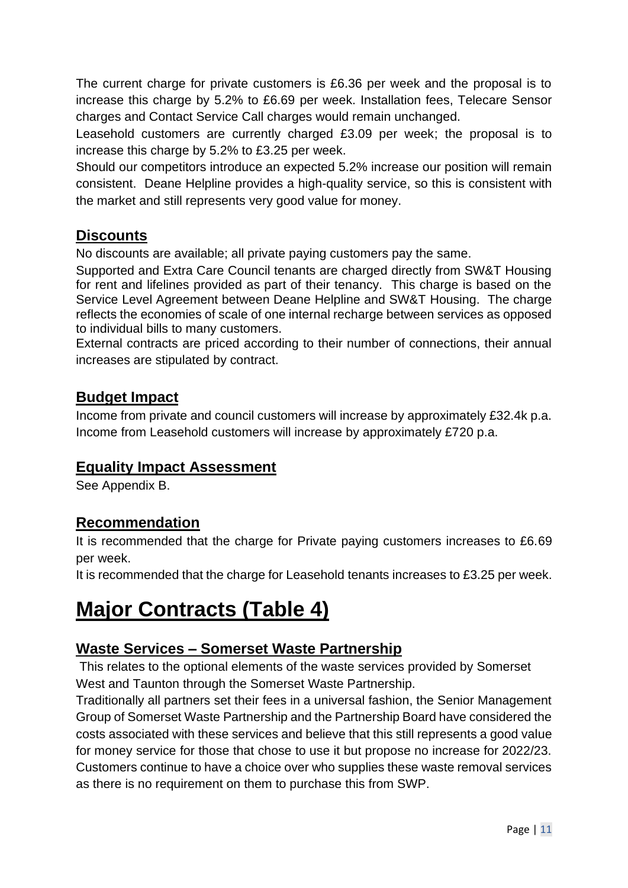The current charge for private customers is £6.36 per week and the proposal is to increase this charge by 5.2% to £6.69 per week. Installation fees, Telecare Sensor charges and Contact Service Call charges would remain unchanged.

Leasehold customers are currently charged £3.09 per week; the proposal is to increase this charge by 5.2% to £3.25 per week.

Should our competitors introduce an expected 5.2% increase our position will remain consistent. Deane Helpline provides a high-quality service, so this is consistent with the market and still represents very good value for money.

### Discounts

No discounts are available; all private paying customers pay the same.

Supported and Extra Care Council tenants are charged directly from SW&T Housing for rent and lifelines provided as part of their tenancy. This charge is based on the Service Level Agreement between Deane Helpline and SW&T Housing. The charge reflects the economies of scale of one internal recharge between services as opposed to individual bills to many customers.

External contracts are priced according to their number of connections, their annual increases are stipulated by contract.

### Budget Impact

Income from private and council customers will increase by approximately £32.4k p.a.
Income from Leasehold customers will increase by approximately £720 p.a.

### Equality Impact Assessment

See Appendix B.

### Recommendation

It is recommended that the charge for Private paying customers increases to £6.69 per week.

It is recommended that the charge for Leasehold tenants increases to £3.25 per week.

# Major Contracts (Table 4)

### Waste Services – Somerset Waste Partnership

This relates to the optional elements of the waste services provided by Somerset West and Taunton through the Somerset Waste Partnership.

Traditionally all partners set their fees in a universal fashion, the Senior Management Group of Somerset Waste Partnership and the Partnership Board have considered the costs associated with these services and believe that this still represents a good value for money service for those that chose to use it but propose no increase for 2022/23. Customers continue to have a choice over who supplies these waste removal services as there is no requirement on them to purchase this from SWP.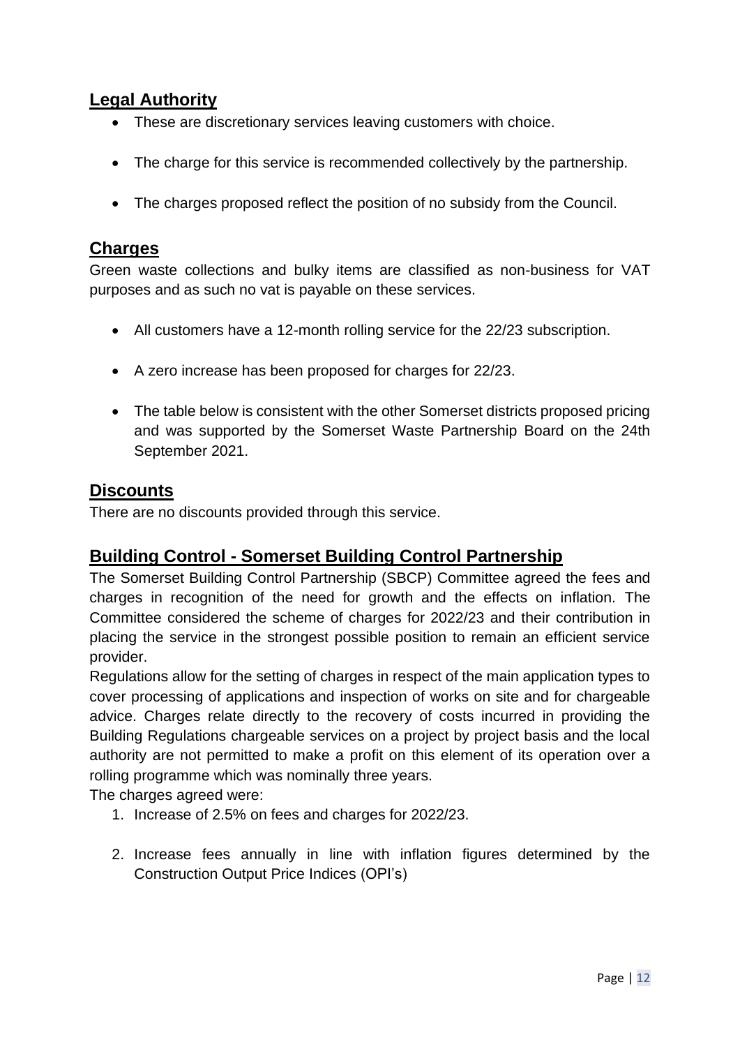## Legal Authority

- These are discretionary services leaving customers with choice.
- The charge for this service is recommended collectively by the partnership.
- The charges proposed reflect the position of no subsidy from the Council.

## Charges

Green waste collections and bulky items are classified as non-business for VAT purposes and as such no vat is payable on these services.

- All customers have a 12-month rolling service for the 22/23 subscription.
- A zero increase has been proposed for charges for 22/23.
- The table below is consistent with the other Somerset districts proposed pricing and was supported by the Somerset Waste Partnership Board on the 24th September 2021.

## Discounts

There are no discounts provided through this service.

## Building Control - Somerset Building Control Partnership

The Somerset Building Control Partnership (SBCP) Committee agreed the fees and charges in recognition of the need for growth and the effects on inflation. The Committee considered the scheme of charges for 2022/23 and their contribution in placing the service in the strongest possible position to remain an efficient service provider.

Regulations allow for the setting of charges in respect of the main application types to cover processing of applications and inspection of works on site and for chargeable advice. Charges relate directly to the recovery of costs incurred in providing the Building Regulations chargeable services on a project by project basis and the local authority are not permitted to make a profit on this element of its operation over a rolling programme which was nominally three years.

The charges agreed were:

1. Increase of 2.5% on fees and charges for 2022/23.
2. Increase fees annually in line with inflation figures determined by the Construction Output Price Indices (OPI's)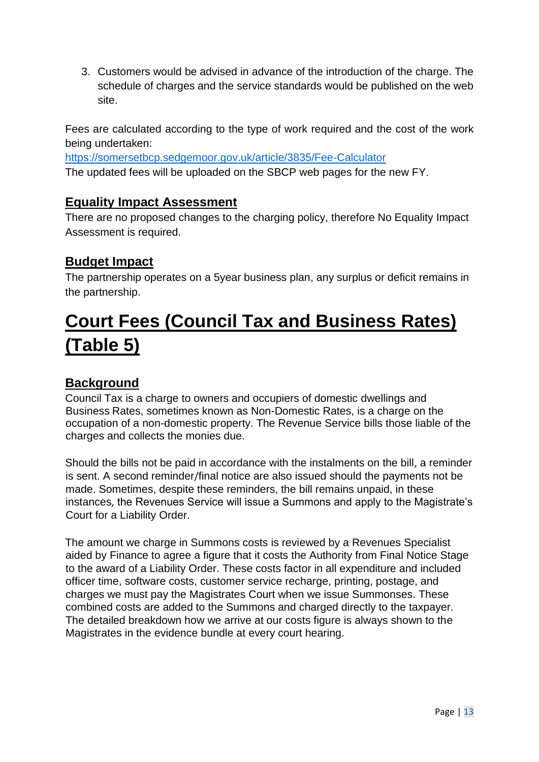3. Customers would be advised in advance of the introduction of the charge. The schedule of charges and the service standards would be published on the web site.

Fees are calculated according to the type of work required and the cost of the work being undertaken:
[https://somersetbcp.sedgemoor.gov.uk/article/3835/Fee-Calculator](https://somersetbcp.sedgemoor.gov.uk/article/3835/Fee-Calculator)
The updated fees will be uploaded on the SBCP web pages for the new FY.

### Equality Impact Assessment

There are no proposed changes to the charging policy, therefore No Equality Impact Assessment is required.

### Budget Impact

The partnership operates on a 5year business plan, any surplus or deficit remains in the partnership.

## Court Fees (Council Tax and Business Rates) (Table 5)

### Background

Council Tax is a charge to owners and occupiers of domestic dwellings and Business Rates, sometimes known as Non-Domestic Rates, is a charge on the occupation of a non-domestic property. The Revenue Service bills those liable of the charges and collects the monies due.

Should the bills not be paid in accordance with the instalments on the bill, a reminder is sent. A second reminder/final notice are also issued should the payments not be made. Sometimes, despite these reminders, the bill remains unpaid, in these instances, the Revenues Service will issue a Summons and apply to the Magistrate's Court for a Liability Order.

The amount we charge in Summons costs is reviewed by a Revenues Specialist aided by Finance to agree a figure that it costs the Authority from Final Notice Stage to the award of a Liability Order. These costs factor in all expenditure and included officer time, software costs, customer service recharge, printing, postage, and charges we must pay the Magistrates Court when we issue Summonses. These combined costs are added to the Summons and charged directly to the taxpayer. The detailed breakdown how we arrive at our costs figure is always shown to the Magistrates in the evidence bundle at every court hearing.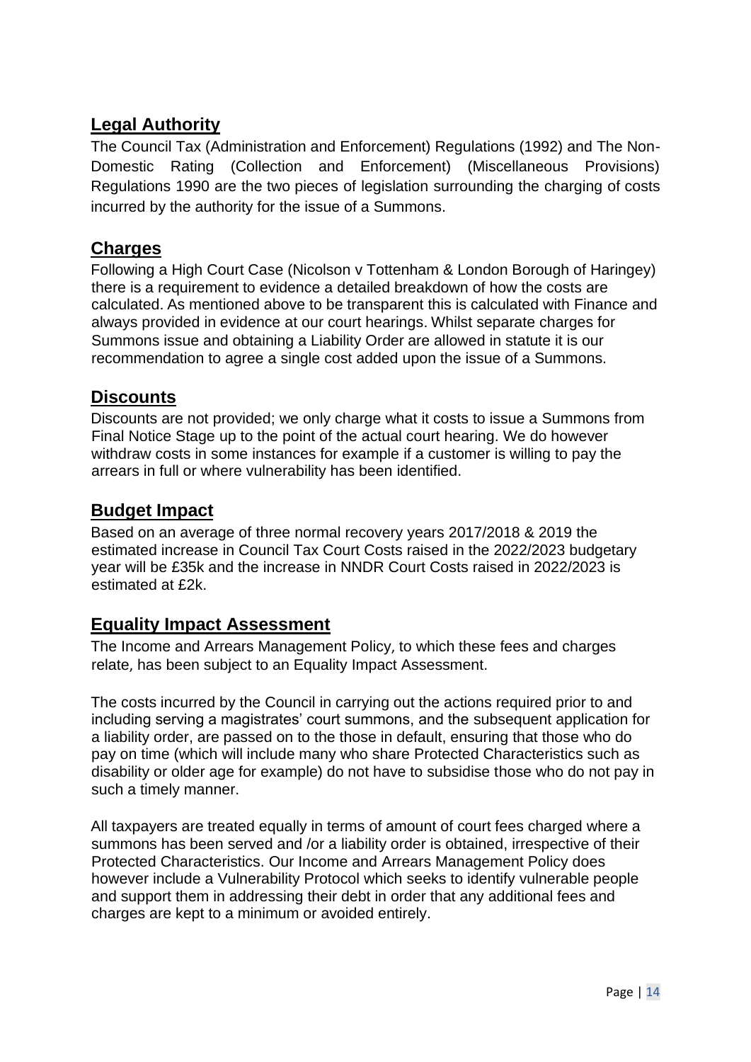## Legal Authority

The Council Tax (Administration and Enforcement) Regulations (1992) and The Non-Domestic Rating (Collection and Enforcement) (Miscellaneous Provisions) Regulations 1990 are the two pieces of legislation surrounding the charging of costs incurred by the authority for the issue of a Summons.

## Charges

Following a High Court Case (Nicolson v Tottenham & London Borough of Haringey) there is a requirement to evidence a detailed breakdown of how the costs are calculated. As mentioned above to be transparent this is calculated with Finance and always provided in evidence at our court hearings. Whilst separate charges for Summons issue and obtaining a Liability Order are allowed in statute it is our recommendation to agree a single cost added upon the issue of a Summons.

## Discounts

Discounts are not provided; we only charge what it costs to issue a Summons from Final Notice Stage up to the point of the actual court hearing. We do however withdraw costs in some instances for example if a customer is willing to pay the arrears in full or where vulnerability has been identified.

## Budget Impact

Based on an average of three normal recovery years 2017/2018 & 2019 the estimated increase in Council Tax Court Costs raised in the 2022/2023 budgetary year will be £35k and the increase in NNDR Court Costs raised in 2022/2023 is estimated at £2k.

## Equality Impact Assessment

The Income and Arrears Management Policy, to which these fees and charges relate, has been subject to an Equality Impact Assessment.

The costs incurred by the Council in carrying out the actions required prior to and including serving a magistrates' court summons, and the subsequent application for a liability order, are passed on to the those in default, ensuring that those who do pay on time (which will include many who share Protected Characteristics such as disability or older age for example) do not have to subsidise those who do not pay in such a timely manner.

All taxpayers are treated equally in terms of amount of court fees charged where a summons has been served and /or a liability order is obtained, irrespective of their Protected Characteristics. Our Income and Arrears Management Policy does however include a Vulnerability Protocol which seeks to identify vulnerable people and support them in addressing their debt in order that any additional fees and charges are kept to a minimum or avoided entirely.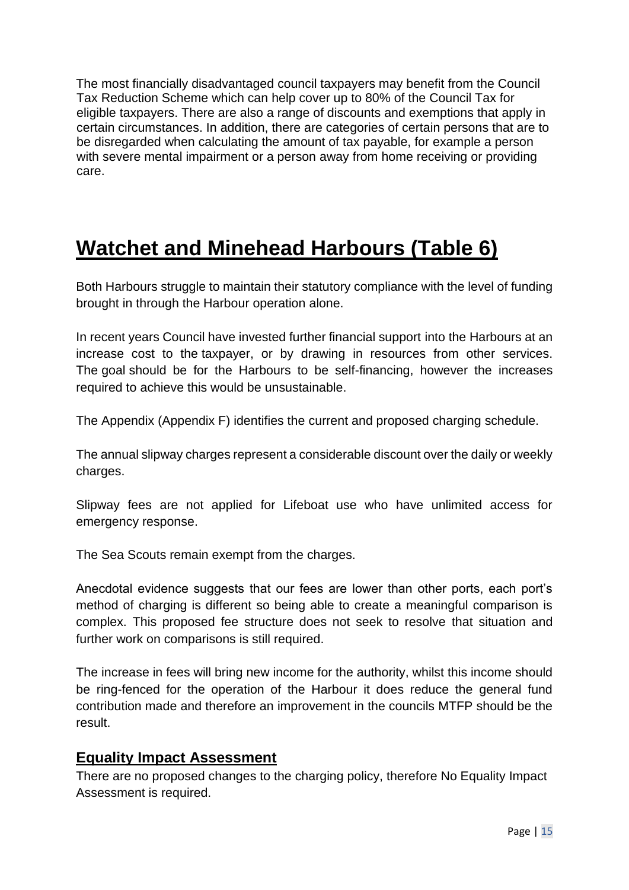The most financially disadvantaged council taxpayers may benefit from the Council Tax Reduction Scheme which can help cover up to 80% of the Council Tax for eligible taxpayers. There are also a range of discounts and exemptions that apply in certain circumstances. In addition, there are categories of certain persons that are to be disregarded when calculating the amount of tax payable, for example a person with severe mental impairment or a person away from home receiving or providing care.

# Watchet and Minehead Harbours (Table 6)

Both Harbours struggle to maintain their statutory compliance with the level of funding brought in through the Harbour operation alone.

In recent years Council have invested further financial support into the Harbours at an increase cost to the taxpayer, or by drawing in resources from other services. The goal should be for the Harbours to be self-financing, however the increases required to achieve this would be unsustainable.

The Appendix (Appendix F) identifies the current and proposed charging schedule.

The annual slipway charges represent a considerable discount over the daily or weekly charges.

Slipway fees are not applied for Lifeboat use who have unlimited access for emergency response.

The Sea Scouts remain exempt from the charges.

Anecdotal evidence suggests that our fees are lower than other ports, each port's method of charging is different so being able to create a meaningful comparison is complex. This proposed fee structure does not seek to resolve that situation and further work on comparisons is still required.

The increase in fees will bring new income for the authority, whilst this income should be ring-fenced for the operation of the Harbour it does reduce the general fund contribution made and therefore an improvement in the councils MTFP should be the result.

## Equality Impact Assessment

There are no proposed changes to the charging policy, therefore No Equality Impact Assessment is required.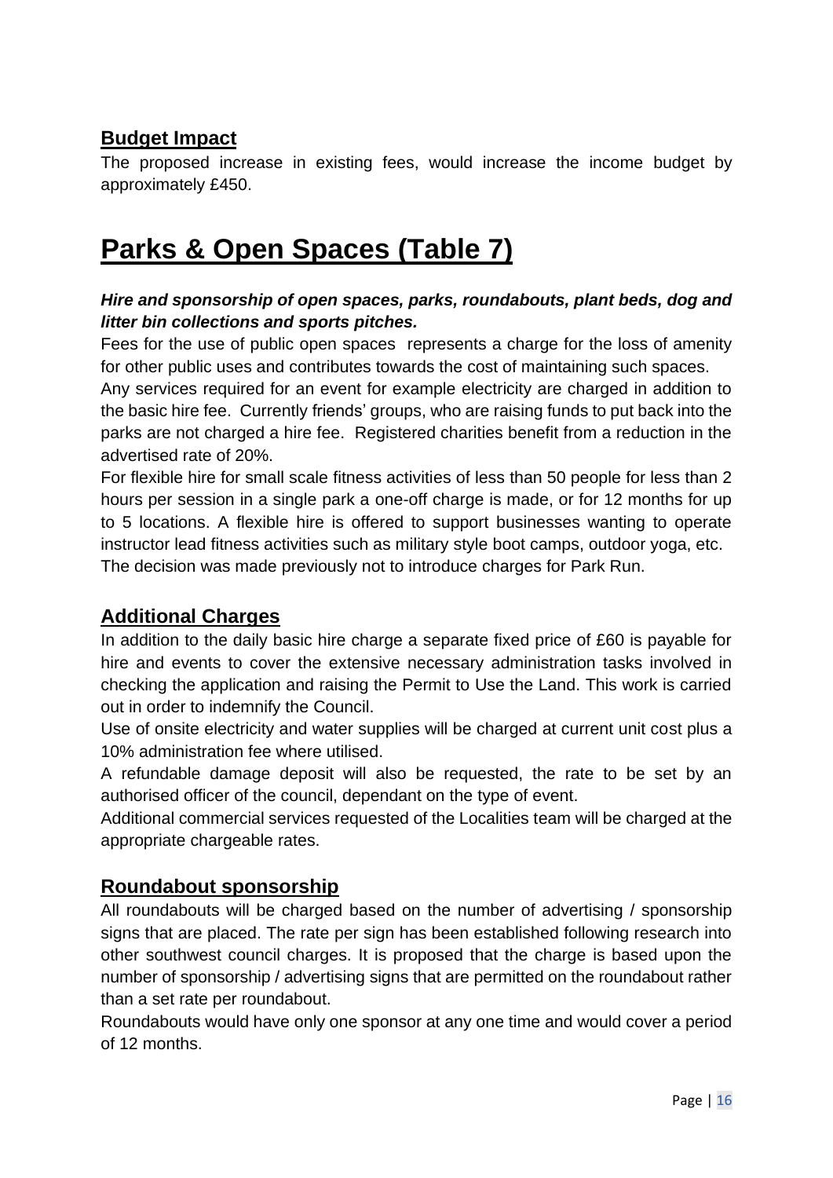## Budget Impact

The proposed increase in existing fees, would increase the income budget by approximately £450.

# Parks & Open Spaces (Table 7)

***Hire and sponsorship of open spaces, parks, roundabouts, plant beds, dog and litter bin collections and sports pitches.***

Fees for the use of public open spaces represents a charge for the loss of amenity for other public uses and contributes towards the cost of maintaining such spaces.

Any services required for an event for example electricity are charged in addition to the basic hire fee. Currently friends' groups, who are raising funds to put back into the parks are not charged a hire fee. Registered charities benefit from a reduction in the advertised rate of 20%.

For flexible hire for small scale fitness activities of less than 50 people for less than 2 hours per session in a single park a one-off charge is made, or for 12 months for up to 5 locations. A flexible hire is offered to support businesses wanting to operate instructor lead fitness activities such as military style boot camps, outdoor yoga, etc.

The decision was made previously not to introduce charges for Park Run.

## Additional Charges

In addition to the daily basic hire charge a separate fixed price of £60 is payable for hire and events to cover the extensive necessary administration tasks involved in checking the application and raising the Permit to Use the Land. This work is carried out in order to indemnify the Council.

Use of onsite electricity and water supplies will be charged at current unit cost plus a 10% administration fee where utilised.

A refundable damage deposit will also be requested, the rate to be set by an authorised officer of the council, dependant on the type of event.

Additional commercial services requested of the Localities team will be charged at the appropriate chargeable rates.

## Roundabout sponsorship

All roundabouts will be charged based on the number of advertising / sponsorship signs that are placed. The rate per sign has been established following research into other southwest council charges. It is proposed that the charge is based upon the number of sponsorship / advertising signs that are permitted on the roundabout rather than a set rate per roundabout.

Roundabouts would have only one sponsor at any one time and would cover a period of 12 months.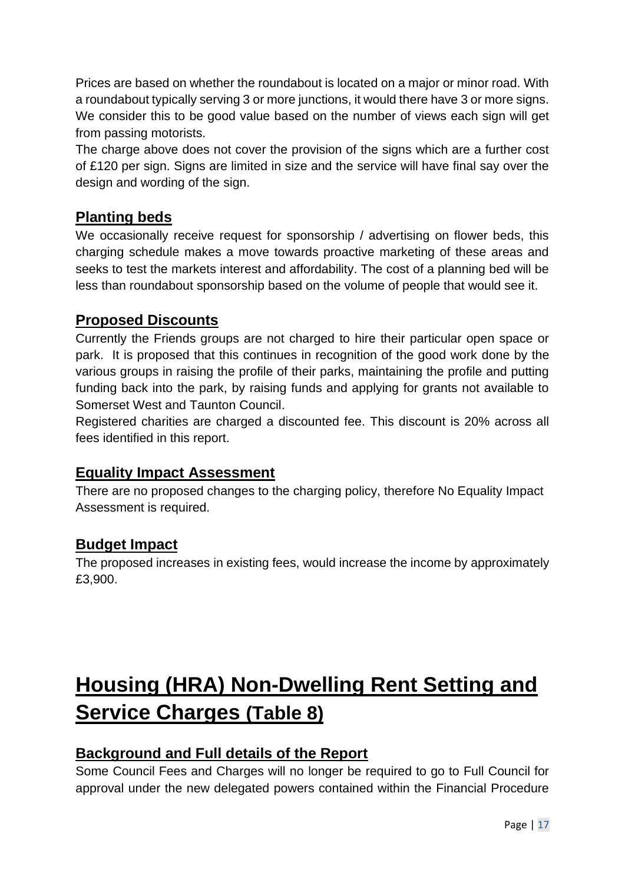Prices are based on whether the roundabout is located on a major or minor road. With a roundabout typically serving 3 or more junctions, it would there have 3 or more signs. We consider this to be good value based on the number of views each sign will get from passing motorists.

The charge above does not cover the provision of the signs which are a further cost of £120 per sign. Signs are limited in size and the service will have final say over the design and wording of the sign.

## Planting beds

We occasionally receive request for sponsorship / advertising on flower beds, this charging schedule makes a move towards proactive marketing of these areas and seeks to test the markets interest and affordability. The cost of a planning bed will be less than roundabout sponsorship based on the volume of people that would see it.

## Proposed Discounts

Currently the Friends groups are not charged to hire their particular open space or park. It is proposed that this continues in recognition of the good work done by the various groups in raising the profile of their parks, maintaining the profile and putting funding back into the park, by raising funds and applying for grants not available to Somerset West and Taunton Council.

Registered charities are charged a discounted fee. This discount is 20% across all fees identified in this report.

## Equality Impact Assessment

There are no proposed changes to the charging policy, therefore No Equality Impact Assessment is required.

## Budget Impact

The proposed increases in existing fees, would increase the income by approximately £3,900.

# Housing (HRA) Non-Dwelling Rent Setting and Service Charges (Table 8)

## Background and Full details of the Report

Some Council Fees and Charges will no longer be required to go to Full Council for approval under the new delegated powers contained within the Financial Procedure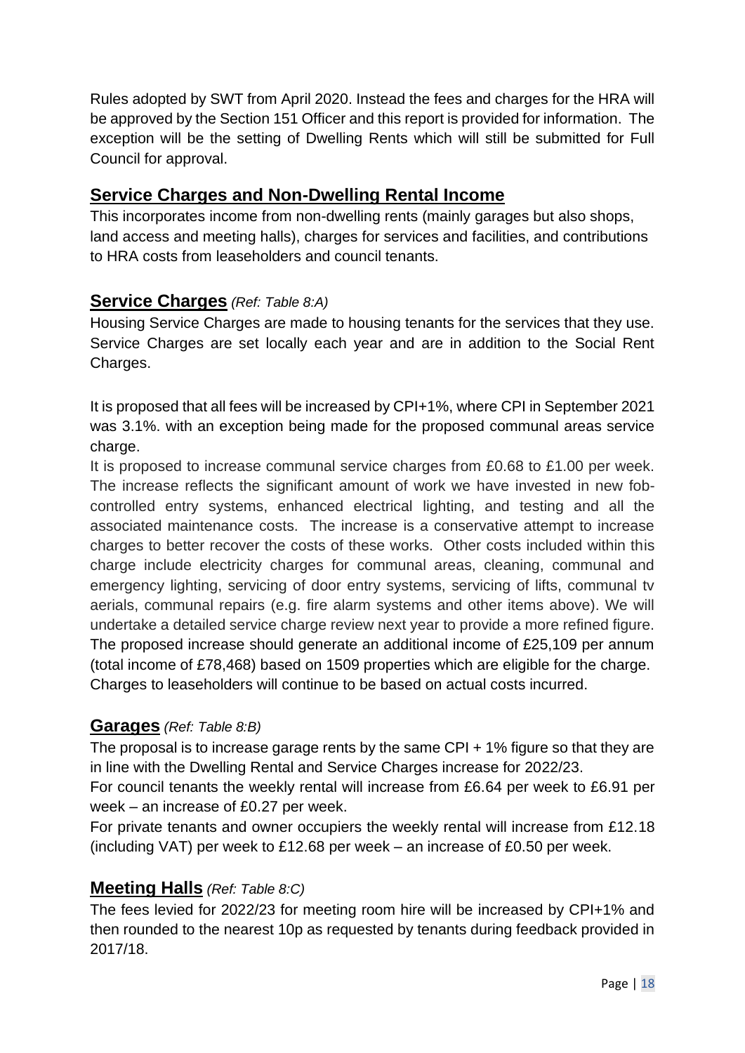Rules adopted by SWT from April 2020. Instead the fees and charges for the HRA will be approved by the Section 151 Officer and this report is provided for information. The exception will be the setting of Dwelling Rents which will still be submitted for Full Council for approval.

## Service Charges and Non-Dwelling Rental Income

This incorporates income from non-dwelling rents (mainly garages but also shops, land access and meeting halls), charges for services and facilities, and contributions to HRA costs from leaseholders and council tenants.

### Service Charges *(Ref: Table 8:A)*

Housing Service Charges are made to housing tenants for the services that they use. Service Charges are set locally each year and are in addition to the Social Rent Charges.

It is proposed that all fees will be increased by CPI+1%, where CPI in September 2021 was 3.1%. with an exception being made for the proposed communal areas service charge.

It is proposed to increase communal service charges from £0.68 to £1.00 per week. The increase reflects the significant amount of work we have invested in new fob-controlled entry systems, enhanced electrical lighting, and testing and all the associated maintenance costs. The increase is a conservative attempt to increase charges to better recover the costs of these works. Other costs included within this charge include electricity charges for communal areas, cleaning, communal and emergency lighting, servicing of door entry systems, servicing of lifts, communal tv aerials, communal repairs (e.g. fire alarm systems and other items above). We will undertake a detailed service charge review next year to provide a more refined figure. The proposed increase should generate an additional income of £25,109 per annum (total income of £78,468) based on 1509 properties which are eligible for the charge. Charges to leaseholders will continue to be based on actual costs incurred.

### Garages *(Ref: Table 8:B)*

The proposal is to increase garage rents by the same CPI + 1% figure so that they are in line with the Dwelling Rental and Service Charges increase for 2022/23.

For council tenants the weekly rental will increase from £6.64 per week to £6.91 per week – an increase of £0.27 per week.

For private tenants and owner occupiers the weekly rental will increase from £12.18 (including VAT) per week to £12.68 per week – an increase of £0.50 per week.

### Meeting Halls *(Ref: Table 8:C)*

The fees levied for 2022/23 for meeting room hire will be increased by CPI+1% and then rounded to the nearest 10p as requested by tenants during feedback provided in 2017/18.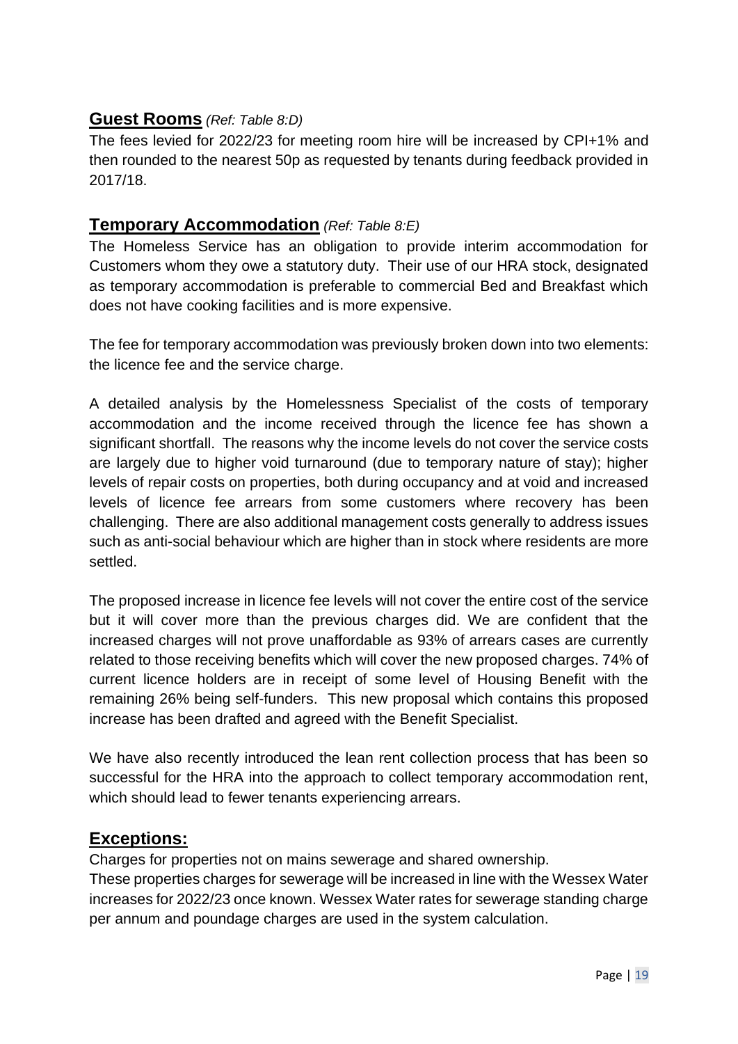## **Guest Rooms** *(Ref: Table 8:D)*

The fees levied for 2022/23 for meeting room hire will be increased by CPI+1% and then rounded to the nearest 50p as requested by tenants during feedback provided in 2017/18.

## **Temporary Accommodation** *(Ref: Table 8:E)*

The Homeless Service has an obligation to provide interim accommodation for Customers whom they owe a statutory duty. Their use of our HRA stock, designated as temporary accommodation is preferable to commercial Bed and Breakfast which does not have cooking facilities and is more expensive.

The fee for temporary accommodation was previously broken down into two elements: the licence fee and the service charge.

A detailed analysis by the Homelessness Specialist of the costs of temporary accommodation and the income received through the licence fee has shown a significant shortfall. The reasons why the income levels do not cover the service costs are largely due to higher void turnaround (due to temporary nature of stay); higher levels of repair costs on properties, both during occupancy and at void and increased levels of licence fee arrears from some customers where recovery has been challenging. There are also additional management costs generally to address issues such as anti-social behaviour which are higher than in stock where residents are more settled.

The proposed increase in licence fee levels will not cover the entire cost of the service but it will cover more than the previous charges did. We are confident that the increased charges will not prove unaffordable as 93% of arrears cases are currently related to those receiving benefits which will cover the new proposed charges. 74% of current licence holders are in receipt of some level of Housing Benefit with the remaining 26% being self-funders. This new proposal which contains this proposed increase has been drafted and agreed with the Benefit Specialist.

We have also recently introduced the lean rent collection process that has been so successful for the HRA into the approach to collect temporary accommodation rent, which should lead to fewer tenants experiencing arrears.

## **Exceptions:**

Charges for properties not on mains sewerage and shared ownership.
These properties charges for sewerage will be increased in line with the Wessex Water increases for 2022/23 once known. Wessex Water rates for sewerage standing charge per annum and poundage charges are used in the system calculation.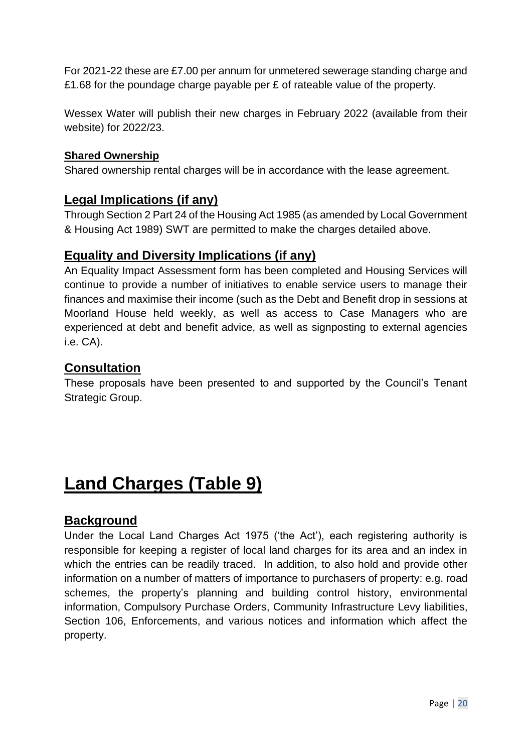For 2021-22 these are £7.00 per annum for unmetered sewerage standing charge and £1.68 for the poundage charge payable per £ of rateable value of the property.

Wessex Water will publish their new charges in February 2022 (available from their website) for 2022/23.

#### Shared Ownership

Shared ownership rental charges will be in accordance with the lease agreement.

### Legal Implications (if any)

Through Section 2 Part 24 of the Housing Act 1985 (as amended by Local Government & Housing Act 1989) SWT are permitted to make the charges detailed above.

### Equality and Diversity Implications (if any)

An Equality Impact Assessment form has been completed and Housing Services will continue to provide a number of initiatives to enable service users to manage their finances and maximise their income (such as the Debt and Benefit drop in sessions at Moorland House held weekly, as well as access to Case Managers who are experienced at debt and benefit advice, as well as signposting to external agencies i.e. CA).

### Consultation

These proposals have been presented to and supported by the Council's Tenant Strategic Group.

## Land Charges (Table 9)

### Background

Under the Local Land Charges Act 1975 ('the Act'), each registering authority is responsible for keeping a register of local land charges for its area and an index in which the entries can be readily traced. In addition, to also hold and provide other information on a number of matters of importance to purchasers of property: e.g. road schemes, the property's planning and building control history, environmental information, Compulsory Purchase Orders, Community Infrastructure Levy liabilities, Section 106, Enforcements, and various notices and information which affect the property.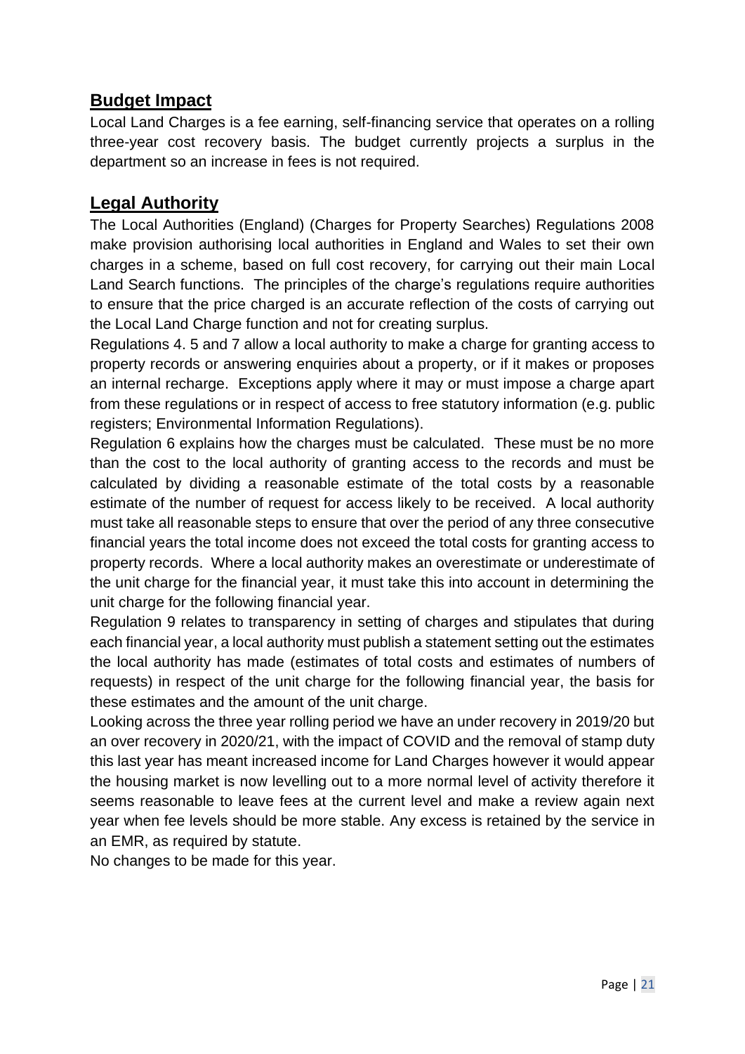## Budget Impact

Local Land Charges is a fee earning, self-financing service that operates on a rolling three-year cost recovery basis. The budget currently projects a surplus in the department so an increase in fees is not required.

## Legal Authority

The Local Authorities (England) (Charges for Property Searches) Regulations 2008 make provision authorising local authorities in England and Wales to set their own charges in a scheme, based on full cost recovery, for carrying out their main Local Land Search functions. The principles of the charge's regulations require authorities to ensure that the price charged is an accurate reflection of the costs of carrying out the Local Land Charge function and not for creating surplus.

Regulations 4. 5 and 7 allow a local authority to make a charge for granting access to property records or answering enquiries about a property, or if it makes or proposes an internal recharge. Exceptions apply where it may or must impose a charge apart from these regulations or in respect of access to free statutory information (e.g. public registers; Environmental Information Regulations).

Regulation 6 explains how the charges must be calculated. These must be no more than the cost to the local authority of granting access to the records and must be calculated by dividing a reasonable estimate of the total costs by a reasonable estimate of the number of request for access likely to be received. A local authority must take all reasonable steps to ensure that over the period of any three consecutive financial years the total income does not exceed the total costs for granting access to property records. Where a local authority makes an overestimate or underestimate of the unit charge for the financial year, it must take this into account in determining the unit charge for the following financial year.

Regulation 9 relates to transparency in setting of charges and stipulates that during each financial year, a local authority must publish a statement setting out the estimates the local authority has made (estimates of total costs and estimates of numbers of requests) in respect of the unit charge for the following financial year, the basis for these estimates and the amount of the unit charge.

Looking across the three year rolling period we have an under recovery in 2019/20 but an over recovery in 2020/21, with the impact of COVID and the removal of stamp duty this last year has meant increased income for Land Charges however it would appear the housing market is now levelling out to a more normal level of activity therefore it seems reasonable to leave fees at the current level and make a review again next year when fee levels should be more stable. Any excess is retained by the service in an EMR, as required by statute.

No changes to be made for this year.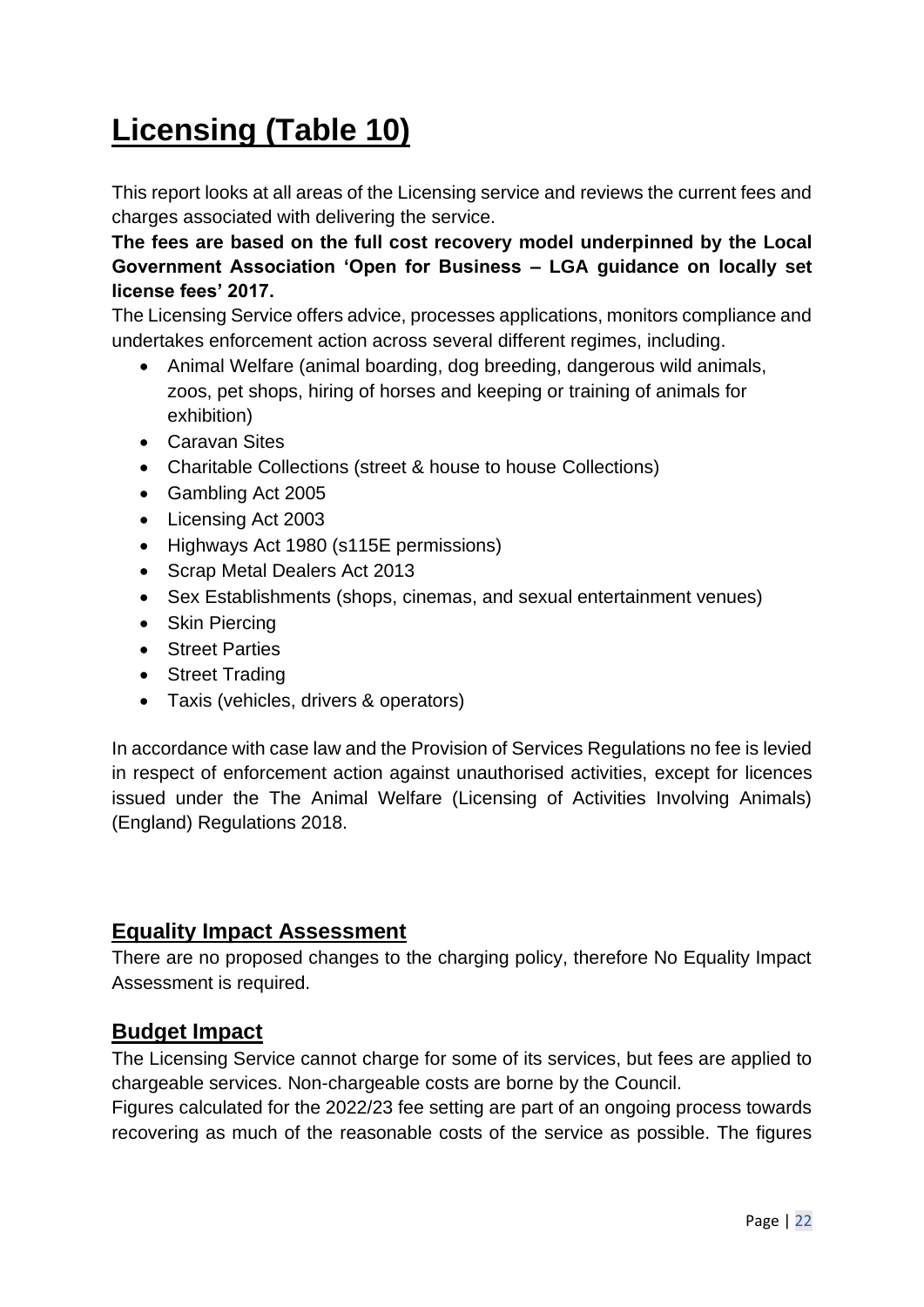# Licensing (Table 10)

This report looks at all areas of the Licensing service and reviews the current fees and charges associated with delivering the service.

**The fees are based on the full cost recovery model underpinned by the Local Government Association 'Open for Business – LGA guidance on locally set license fees' 2017.**

The Licensing Service offers advice, processes applications, monitors compliance and undertakes enforcement action across several different regimes, including.

- Animal Welfare (animal boarding, dog breeding, dangerous wild animals, zoos, pet shops, hiring of horses and keeping or training of animals for exhibition)
- Caravan Sites
- Charitable Collections (street & house to house Collections)
- Gambling Act 2005
- Licensing Act 2003
- Highways Act 1980 (s115E permissions)
- Scrap Metal Dealers Act 2013
- Sex Establishments (shops, cinemas, and sexual entertainment venues)
- Skin Piercing
- Street Parties
- Street Trading
- Taxis (vehicles, drivers & operators)

In accordance with case law and the Provision of Services Regulations no fee is levied in respect of enforcement action against unauthorised activities, except for licences issued under the The Animal Welfare (Licensing of Activities Involving Animals) (England) Regulations 2018.

## Equality Impact Assessment

There are no proposed changes to the charging policy, therefore No Equality Impact Assessment is required.

## Budget Impact

The Licensing Service cannot charge for some of its services, but fees are applied to chargeable services. Non-chargeable costs are borne by the Council.

Figures calculated for the 2022/23 fee setting are part of an ongoing process towards recovering as much of the reasonable costs of the service as possible. The figures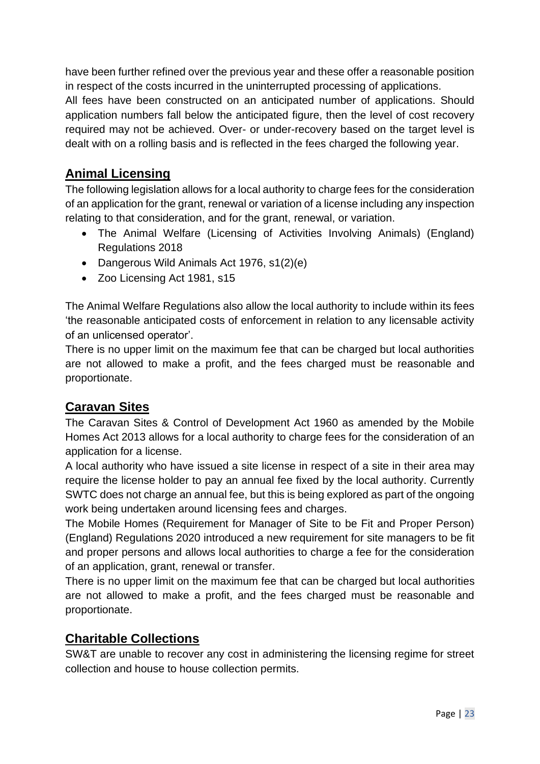have been further refined over the previous year and these offer a reasonable position in respect of the costs incurred in the uninterrupted processing of applications.

All fees have been constructed on an anticipated number of applications. Should application numbers fall below the anticipated figure, then the level of cost recovery required may not be achieved. Over- or under-recovery based on the target level is dealt with on a rolling basis and is reflected in the fees charged the following year.

## Animal Licensing

The following legislation allows for a local authority to charge fees for the consideration of an application for the grant, renewal or variation of a license including any inspection relating to that consideration, and for the grant, renewal, or variation.

- The Animal Welfare (Licensing of Activities Involving Animals) (England) Regulations 2018
- Dangerous Wild Animals Act 1976, s1(2)(e)
- Zoo Licensing Act 1981, s15

The Animal Welfare Regulations also allow the local authority to include within its fees 'the reasonable anticipated costs of enforcement in relation to any licensable activity of an unlicensed operator'.

There is no upper limit on the maximum fee that can be charged but local authorities are not allowed to make a profit, and the fees charged must be reasonable and proportionate.

## Caravan Sites

The Caravan Sites & Control of Development Act 1960 as amended by the Mobile Homes Act 2013 allows for a local authority to charge fees for the consideration of an application for a license.

A local authority who have issued a site license in respect of a site in their area may require the license holder to pay an annual fee fixed by the local authority. Currently SWTC does not charge an annual fee, but this is being explored as part of the ongoing work being undertaken around licensing fees and charges.

The Mobile Homes (Requirement for Manager of Site to be Fit and Proper Person) (England) Regulations 2020 introduced a new requirement for site managers to be fit and proper persons and allows local authorities to charge a fee for the consideration of an application, grant, renewal or transfer.

There is no upper limit on the maximum fee that can be charged but local authorities are not allowed to make a profit, and the fees charged must be reasonable and proportionate.

## Charitable Collections

SW&T are unable to recover any cost in administering the licensing regime for street collection and house to house collection permits.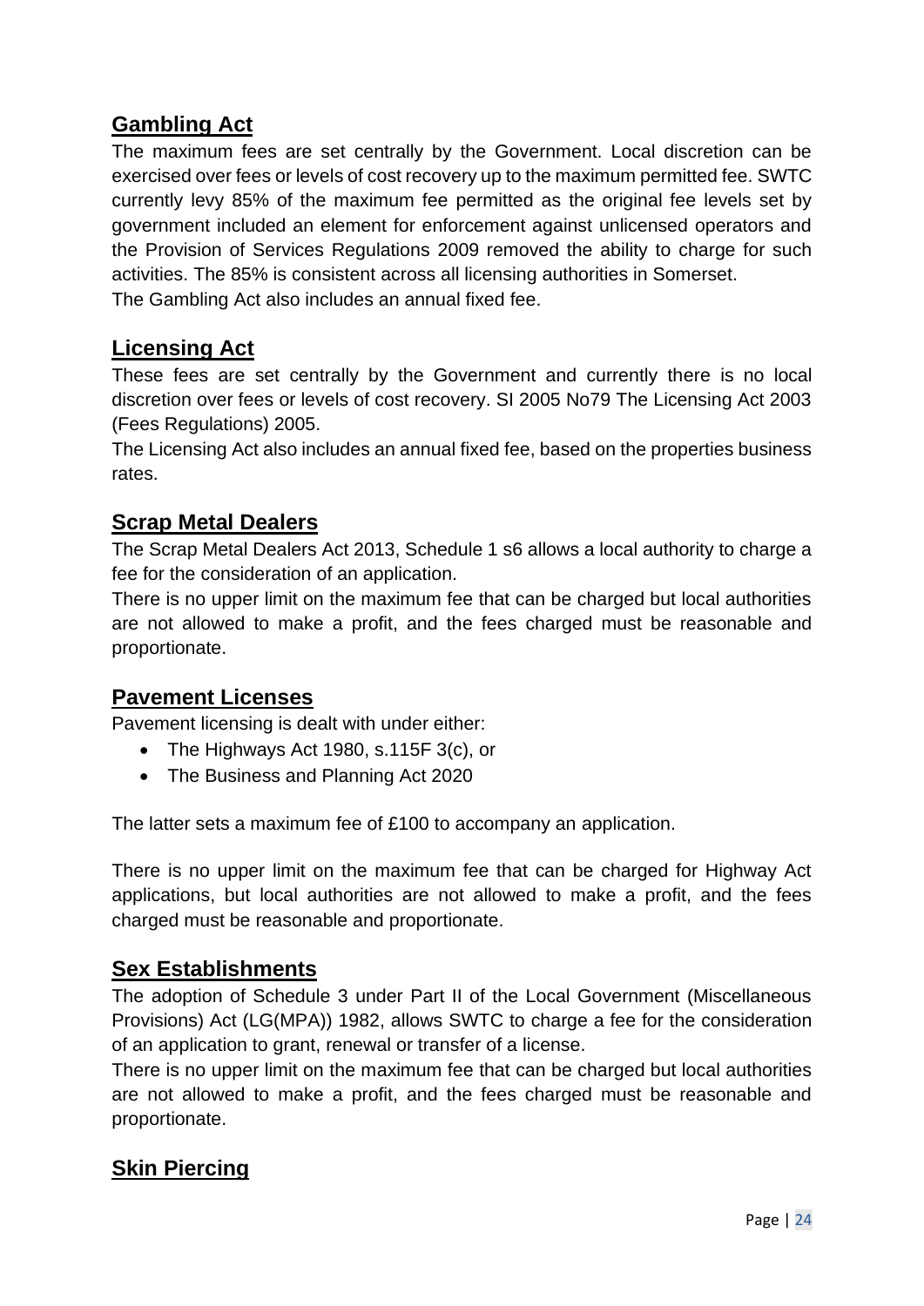## Gambling Act

The maximum fees are set centrally by the Government. Local discretion can be exercised over fees or levels of cost recovery up to the maximum permitted fee. SWTC currently levy 85% of the maximum fee permitted as the original fee levels set by government included an element for enforcement against unlicensed operators and the Provision of Services Regulations 2009 removed the ability to charge for such activities. The 85% is consistent across all licensing authorities in Somerset.
The Gambling Act also includes an annual fixed fee.

## Licensing Act

These fees are set centrally by the Government and currently there is no local discretion over fees or levels of cost recovery. SI 2005 No79 The Licensing Act 2003 (Fees Regulations) 2005.
The Licensing Act also includes an annual fixed fee, based on the properties business rates.

## Scrap Metal Dealers

The Scrap Metal Dealers Act 2013, Schedule 1 s6 allows a local authority to charge a fee for the consideration of an application.
There is no upper limit on the maximum fee that can be charged but local authorities are not allowed to make a profit, and the fees charged must be reasonable and proportionate.

## Pavement Licenses

Pavement licensing is dealt with under either:

- The Highways Act 1980, s.115F 3(c), or
- The Business and Planning Act 2020

The latter sets a maximum fee of £100 to accompany an application.

There is no upper limit on the maximum fee that can be charged for Highway Act applications, but local authorities are not allowed to make a profit, and the fees charged must be reasonable and proportionate.

## Sex Establishments

The adoption of Schedule 3 under Part II of the Local Government (Miscellaneous Provisions) Act (LG(MPA)) 1982, allows SWTC to charge a fee for the consideration of an application to grant, renewal or transfer of a license.
There is no upper limit on the maximum fee that can be charged but local authorities are not allowed to make a profit, and the fees charged must be reasonable and proportionate.

## Skin Piercing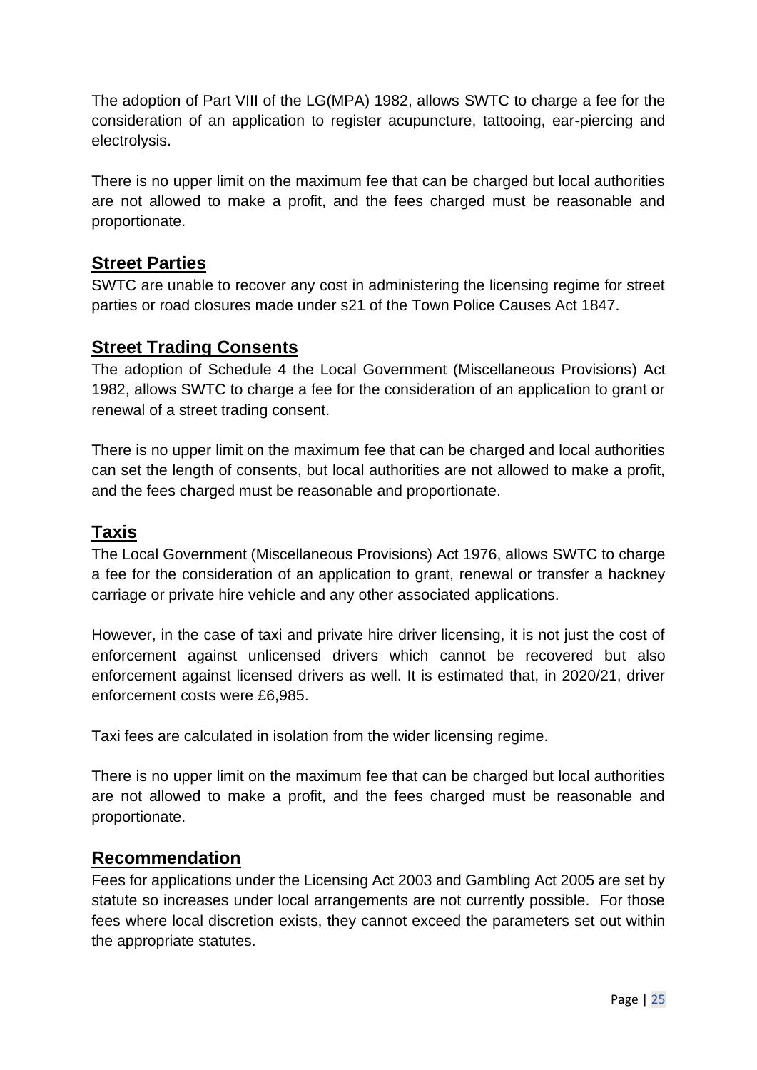The adoption of Part VIII of the LG(MPA) 1982, allows SWTC to charge a fee for the consideration of an application to register acupuncture, tattooing, ear-piercing and electrolysis.

There is no upper limit on the maximum fee that can be charged but local authorities are not allowed to make a profit, and the fees charged must be reasonable and proportionate.

## Street Parties

SWTC are unable to recover any cost in administering the licensing regime for street parties or road closures made under s21 of the Town Police Causes Act 1847.

## Street Trading Consents

The adoption of Schedule 4 the Local Government (Miscellaneous Provisions) Act 1982, allows SWTC to charge a fee for the consideration of an application to grant or renewal of a street trading consent.

There is no upper limit on the maximum fee that can be charged and local authorities can set the length of consents, but local authorities are not allowed to make a profit, and the fees charged must be reasonable and proportionate.

## Taxis

The Local Government (Miscellaneous Provisions) Act 1976, allows SWTC to charge a fee for the consideration of an application to grant, renewal or transfer a hackney carriage or private hire vehicle and any other associated applications.

However, in the case of taxi and private hire driver licensing, it is not just the cost of enforcement against unlicensed drivers which cannot be recovered but also enforcement against licensed drivers as well. It is estimated that, in 2020/21, driver enforcement costs were £6,985.

Taxi fees are calculated in isolation from the wider licensing regime.

There is no upper limit on the maximum fee that can be charged but local authorities are not allowed to make a profit, and the fees charged must be reasonable and proportionate.

## Recommendation

Fees for applications under the Licensing Act 2003 and Gambling Act 2005 are set by statute so increases under local arrangements are not currently possible. For those fees where local discretion exists, they cannot exceed the parameters set out within the appropriate statutes.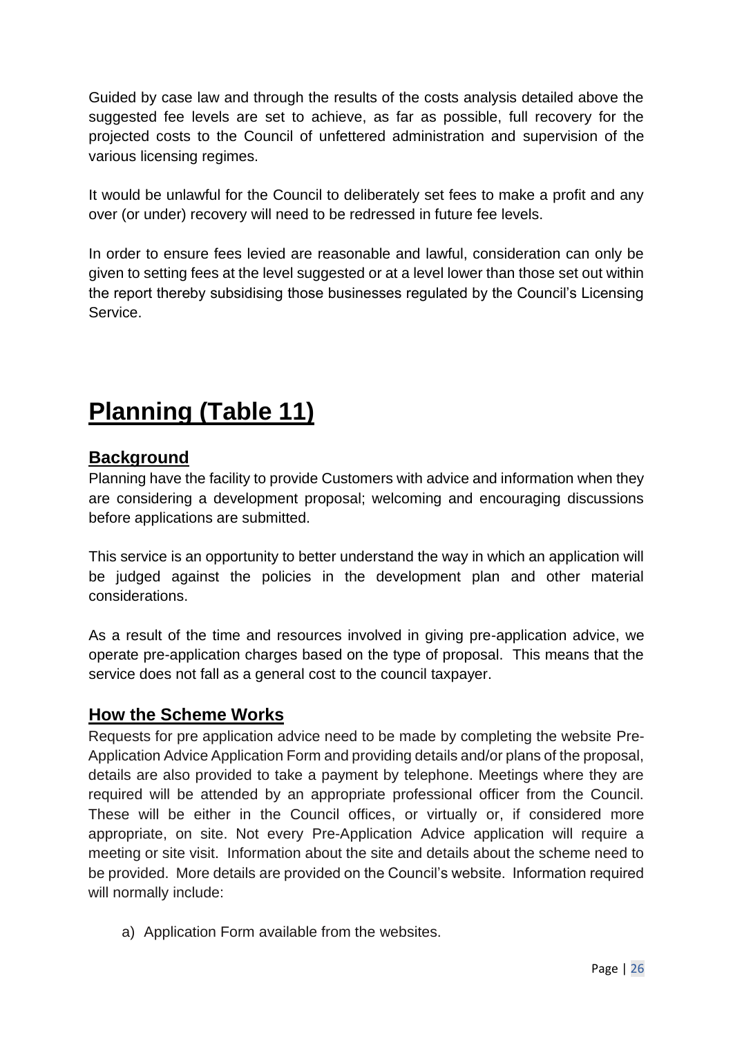Guided by case law and through the results of the costs analysis detailed above the suggested fee levels are set to achieve, as far as possible, full recovery for the projected costs to the Council of unfettered administration and supervision of the various licensing regimes.

It would be unlawful for the Council to deliberately set fees to make a profit and any over (or under) recovery will need to be redressed in future fee levels.

In order to ensure fees levied are reasonable and lawful, consideration can only be given to setting fees at the level suggested or at a level lower than those set out within the report thereby subsidising those businesses regulated by the Council's Licensing Service.

# Planning (Table 11)

## Background

Planning have the facility to provide Customers with advice and information when they are considering a development proposal; welcoming and encouraging discussions before applications are submitted.

This service is an opportunity to better understand the way in which an application will be judged against the policies in the development plan and other material considerations.

As a result of the time and resources involved in giving pre-application advice, we operate pre-application charges based on the type of proposal. This means that the service does not fall as a general cost to the council taxpayer.

## How the Scheme Works

Requests for pre application advice need to be made by completing the website Pre-Application Advice Application Form and providing details and/or plans of the proposal, details are also provided to take a payment by telephone. Meetings where they are required will be attended by an appropriate professional officer from the Council. These will be either in the Council offices, or virtually or, if considered more appropriate, on site. Not every Pre-Application Advice application will require a meeting or site visit. Information about the site and details about the scheme need to be provided. More details are provided on the Council's website. Information required will normally include:

a) Application Form available from the websites.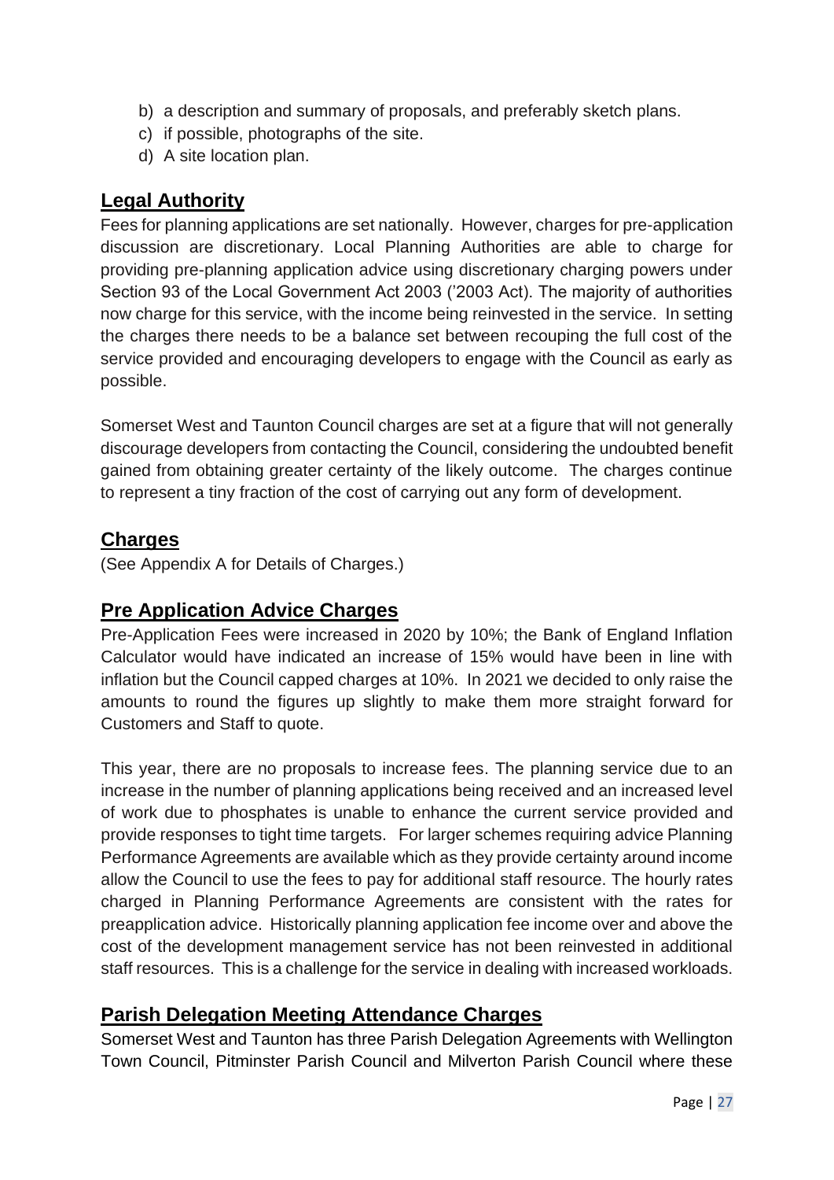b) a description and summary of proposals, and preferably sketch plans.
c) if possible, photographs of the site.
d) A site location plan.

## Legal Authority

Fees for planning applications are set nationally. However, charges for pre-application discussion are discretionary. Local Planning Authorities are able to charge for providing pre-planning application advice using discretionary charging powers under Section 93 of the Local Government Act 2003 ('2003 Act). The majority of authorities now charge for this service, with the income being reinvested in the service. In setting the charges there needs to be a balance set between recouping the full cost of the service provided and encouraging developers to engage with the Council as early as possible.

Somerset West and Taunton Council charges are set at a figure that will not generally discourage developers from contacting the Council, considering the undoubted benefit gained from obtaining greater certainty of the likely outcome. The charges continue to represent a tiny fraction of the cost of carrying out any form of development.

## Charges

(See Appendix A for Details of Charges.)

## Pre Application Advice Charges

Pre-Application Fees were increased in 2020 by 10%; the Bank of England Inflation Calculator would have indicated an increase of 15% would have been in line with inflation but the Council capped charges at 10%. In 2021 we decided to only raise the amounts to round the figures up slightly to make them more straight forward for Customers and Staff to quote.

This year, there are no proposals to increase fees. The planning service due to an increase in the number of planning applications being received and an increased level of work due to phosphates is unable to enhance the current service provided and provide responses to tight time targets. For larger schemes requiring advice Planning Performance Agreements are available which as they provide certainty around income allow the Council to use the fees to pay for additional staff resource. The hourly rates charged in Planning Performance Agreements are consistent with the rates for preapplication advice. Historically planning application fee income over and above the cost of the development management service has not been reinvested in additional staff resources. This is a challenge for the service in dealing with increased workloads.

## Parish Delegation Meeting Attendance Charges

Somerset West and Taunton has three Parish Delegation Agreements with Wellington Town Council, Pitminster Parish Council and Milverton Parish Council where these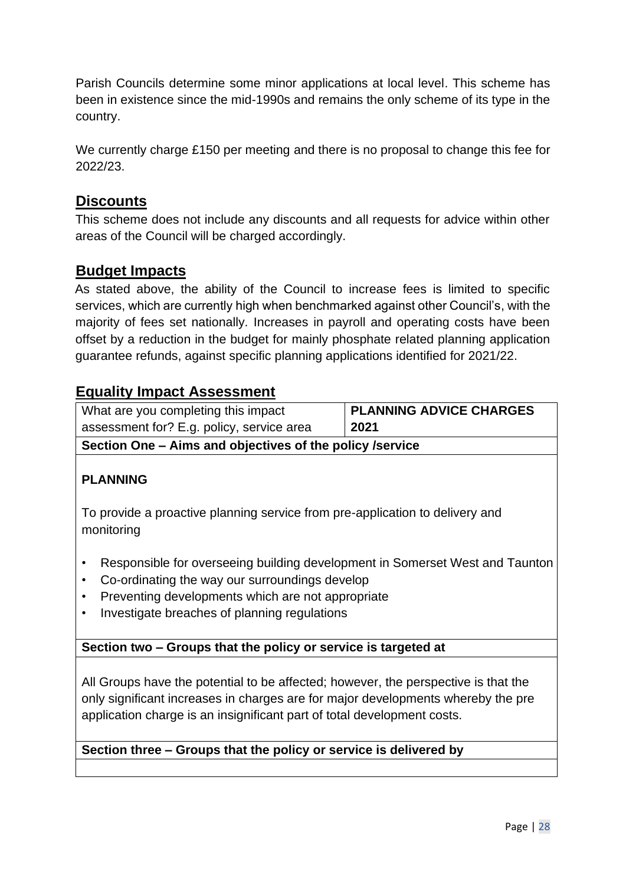Parish Councils determine some minor applications at local level. This scheme has been in existence since the mid-1990s and remains the only scheme of its type in the country.

We currently charge £150 per meeting and there is no proposal to change this fee for 2022/23.

## Discounts

This scheme does not include any discounts and all requests for advice within other areas of the Council will be charged accordingly.

## Budget Impacts

As stated above, the ability of the Council to increase fees is limited to specific services, which are currently high when benchmarked against other Council's, with the majority of fees set nationally. Increases in payroll and operating costs have been offset by a reduction in the budget for mainly phosphate related planning application guarantee refunds, against specific planning applications identified for 2021/22.

## Equality Impact Assessment

| What are you completing this impact assessment for? E.g. policy, service area | **PLANNING ADVICE CHARGES 2021** |
|---|---|
| **Section One – Aims and objectives of the policy /service** | |
| **PLANNING**<br><br>To provide a proactive planning service from pre-application to delivery and monitoring<br><br>• Responsible for overseeing building development in Somerset West and Taunton<br>• Co-ordinating the way our surroundings develop<br>• Preventing developments which are not appropriate<br>• Investigate breaches of planning regulations | |
| **Section two – Groups that the policy or service is targeted at** | |
| All Groups have the potential to be affected; however, the perspective is that the only significant increases in charges are for major developments whereby the pre application charge is an insignificant part of total development costs. | |
| **Section three – Groups that the policy or service is delivered by** | |
| | |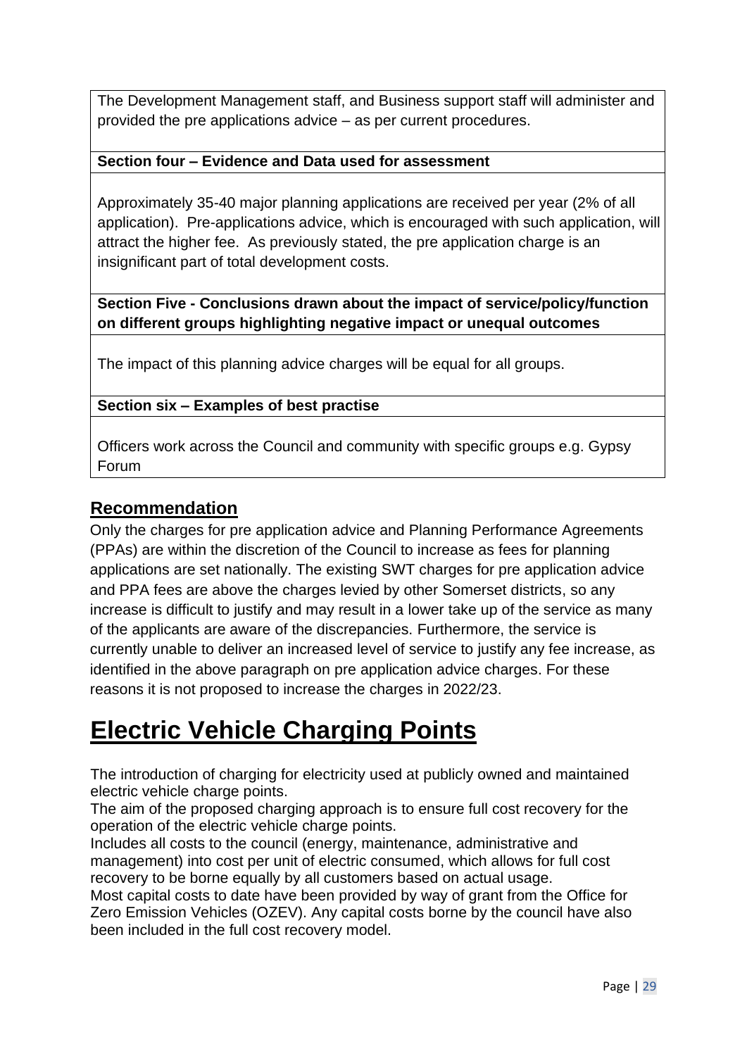| |
|---|
| The Development Management staff, and Business support staff will administer and provided the pre applications advice – as per current procedures. |
| **Section four – Evidence and Data used for assessment** |
| Approximately 35-40 major planning applications are received per year (2% of all application). Pre-applications advice, which is encouraged with such application, will attract the higher fee. As previously stated, the pre application charge is an insignificant part of total development costs. |
| **Section Five - Conclusions drawn about the impact of service/policy/function on different groups highlighting negative impact or unequal outcomes** |
| The impact of this planning advice charges will be equal for all groups. |
| **Section six – Examples of best practise** |
| Officers work across the Council and community with specific groups e.g. Gypsy Forum |

## Recommendation

Only the charges for pre application advice and Planning Performance Agreements (PPAs) are within the discretion of the Council to increase as fees for planning applications are set nationally. The existing SWT charges for pre application advice and PPA fees are above the charges levied by other Somerset districts, so any increase is difficult to justify and may result in a lower take up of the service as many of the applicants are aware of the discrepancies. Furthermore, the service is currently unable to deliver an increased level of service to justify any fee increase, as identified in the above paragraph on pre application advice charges. For these reasons it is not proposed to increase the charges in 2022/23.

# Electric Vehicle Charging Points

The introduction of charging for electricity used at publicly owned and maintained electric vehicle charge points.

The aim of the proposed charging approach is to ensure full cost recovery for the operation of the electric vehicle charge points.

Includes all costs to the council (energy, maintenance, administrative and management) into cost per unit of electric consumed, which allows for full cost recovery to be borne equally by all customers based on actual usage.

Most capital costs to date have been provided by way of grant from the Office for Zero Emission Vehicles (OZEV). Any capital costs borne by the council have also been included in the full cost recovery model.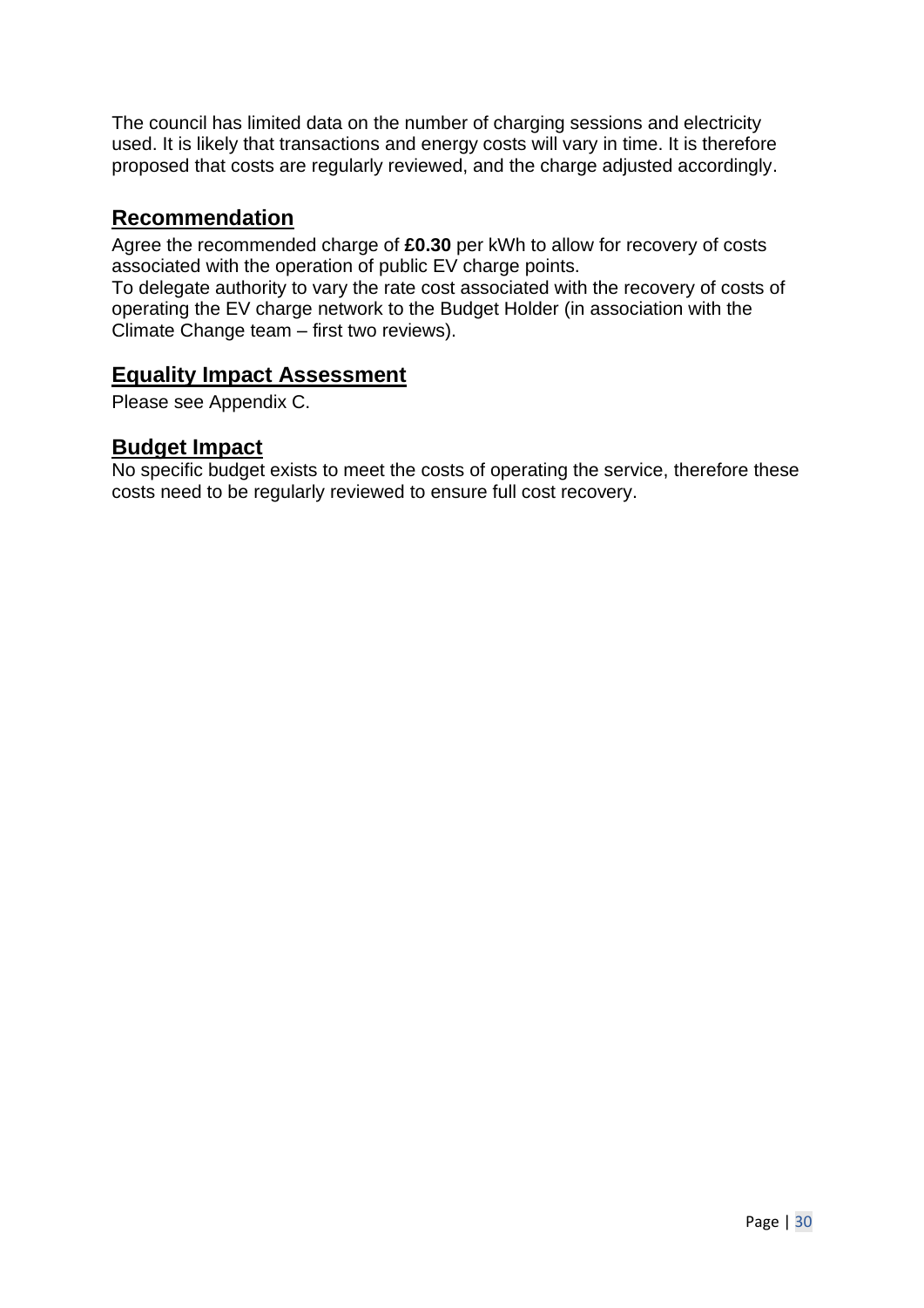The council has limited data on the number of charging sessions and electricity used. It is likely that transactions and energy costs will vary in time. It is therefore proposed that costs are regularly reviewed, and the charge adjusted accordingly.

## Recommendation

Agree the recommended charge of **£0.30** per kWh to allow for recovery of costs associated with the operation of public EV charge points.
To delegate authority to vary the rate cost associated with the recovery of costs of operating the EV charge network to the Budget Holder (in association with the Climate Change team – first two reviews).

## Equality Impact Assessment

Please see Appendix C.

## Budget Impact

No specific budget exists to meet the costs of operating the service, therefore these costs need to be regularly reviewed to ensure full cost recovery.